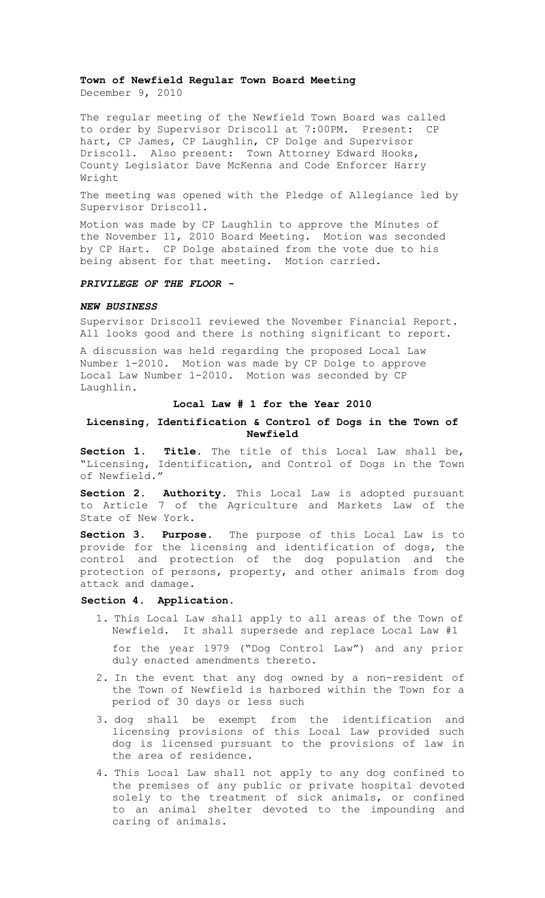**Town of Newfield Regular Town Board Meeting**
December 9, 2010

The regular meeting of the Newfield Town Board was called to order by Supervisor Driscoll at 7:00PM. Present: CP hart, CP James, CP Laughlin, CP Dolge and Supervisor Driscoll. Also present: Town Attorney Edward Hooks, County Legislator Dave McKenna and Code Enforcer Harry Wright

The meeting was opened with the Pledge of Allegiance led by Supervisor Driscoll.

Motion was made by CP Laughlin to approve the Minutes of the November 11, 2010 Board Meeting. Motion was seconded by CP Hart. CP Dolge abstained from the vote due to his being absent for that meeting. Motion carried.

***PRIVILEGE OF THE FLOOR -***

***NEW BUSINESS***

Supervisor Driscoll reviewed the November Financial Report. All looks good and there is nothing significant to report.

A discussion was held regarding the proposed Local Law Number 1-2010. Motion was made by CP Dolge to approve Local Law Number 1-2010. Motion was seconded by CP Laughlin.

**Local Law # 1 for the Year 2010**

**Licensing, Identification & Control of Dogs in the Town of Newfield**

**Section 1. Title.** The title of this Local Law shall be, "Licensing, Identification, and Control of Dogs in the Town of Newfield."

**Section 2. Authority.** This Local Law is adopted pursuant to Article 7 of the Agriculture and Markets Law of the State of New York.

**Section 3. Purpose.** The purpose of this Local Law is to provide for the licensing and identification of dogs, the control and protection of the dog population and the protection of persons, property, and other animals from dog attack and damage.

**Section 4. Application.**

1. This Local Law shall apply to all areas of the Town of Newfield. It shall supersede and replace Local Law #1

   for the year 1979 ("Dog Control Law") and any prior duly enacted amendments thereto.

2. In the event that any dog owned by a non-resident of the Town of Newfield is harbored within the Town for a period of 30 days or less such

3. dog shall be exempt from the identification and licensing provisions of this Local Law provided such dog is licensed pursuant to the provisions of law in the area of residence.

4. This Local Law shall not apply to any dog confined to the premises of any public or private hospital devoted solely to the treatment of sick animals, or confined to an animal shelter devoted to the impounding and caring of animals.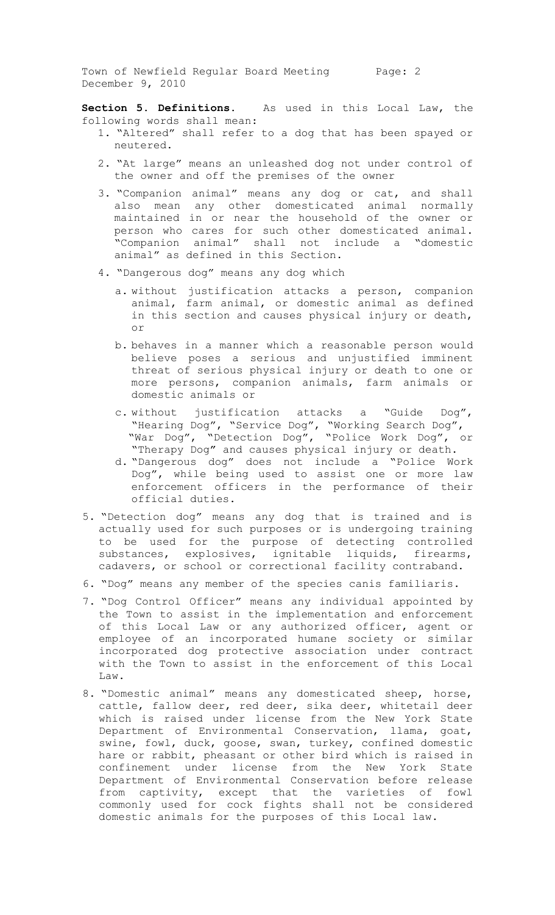**Section 5. Definitions.** As used in this Local Law, the following words shall mean:

1. "Altered" shall refer to a dog that has been spayed or neutered.

2. "At large" means an unleashed dog not under control of the owner and off the premises of the owner

3. "Companion animal" means any dog or cat, and shall also mean any other domesticated animal normally maintained in or near the household of the owner or person who cares for such other domesticated animal. "Companion animal" shall not include a "domestic animal" as defined in this Section.

4. "Dangerous dog" means any dog which

   a. without justification attacks a person, companion animal, farm animal, or domestic animal as defined in this section and causes physical injury or death, or

   b. behaves in a manner which a reasonable person would believe poses a serious and unjustified imminent threat of serious physical injury or death to one or more persons, companion animals, farm animals or domestic animals or

   c. without justification attacks a "Guide Dog", "Hearing Dog", "Service Dog", "Working Search Dog", "War Dog", "Detection Dog", "Police Work Dog", or "Therapy Dog" and causes physical injury or death.

   d. "Dangerous dog" does not include a "Police Work Dog", while being used to assist one or more law enforcement officers in the performance of their official duties.

5. "Detection dog" means any dog that is trained and is actually used for such purposes or is undergoing training to be used for the purpose of detecting controlled substances, explosives, ignitable liquids, firearms, cadavers, or school or correctional facility contraband.

6. "Dog" means any member of the species canis familiaris.

7. "Dog Control Officer" means any individual appointed by the Town to assist in the implementation and enforcement of this Local Law or any authorized officer, agent or employee of an incorporated humane society or similar incorporated dog protective association under contract with the Town to assist in the enforcement of this Local Law.

8. "Domestic animal" means any domesticated sheep, horse, cattle, fallow deer, red deer, sika deer, whitetail deer which is raised under license from the New York State Department of Environmental Conservation, llama, goat, swine, fowl, duck, goose, swan, turkey, confined domestic hare or rabbit, pheasant or other bird which is raised in confinement under license from the New York State Department of Environmental Conservation before release from captivity, except that the varieties of fowl commonly used for cock fights shall not be considered domestic animals for the purposes of this Local law.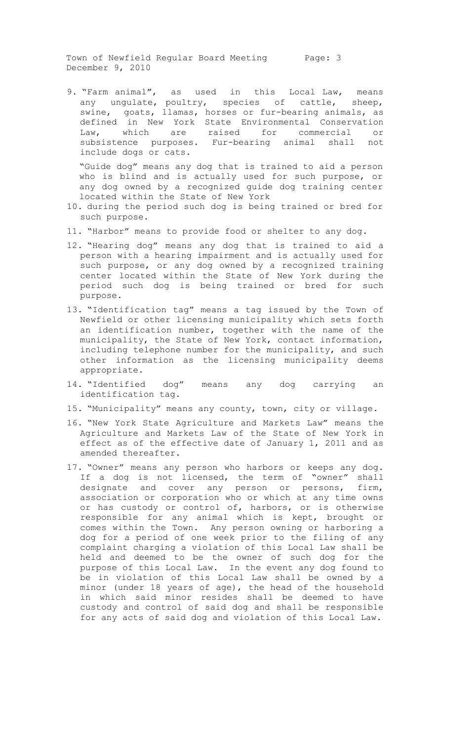9. "Farm animal", as used in this Local Law, means any ungulate, poultry, species of cattle, sheep, swine, goats, llamas, horses or fur-bearing animals, as defined in New York State Environmental Conservation Law, which are raised for commercial or subsistence purposes. Fur-bearing animal shall not include dogs or cats.

   "Guide dog" means any dog that is trained to aid a person who is blind and is actually used for such purpose, or any dog owned by a recognized guide dog training center located within the State of New York

10. during the period such dog is being trained or bred for such purpose.
11. "Harbor" means to provide food or shelter to any dog.
12. "Hearing dog" means any dog that is trained to aid a person with a hearing impairment and is actually used for such purpose, or any dog owned by a recognized training center located within the State of New York during the period such dog is being trained or bred for such purpose.
13. "Identification tag" means a tag issued by the Town of Newfield or other licensing municipality which sets forth an identification number, together with the name of the municipality, the State of New York, contact information, including telephone number for the municipality, and such other information as the licensing municipality deems appropriate.
14. "Identified dog" means any dog carrying an identification tag.
15. "Municipality" means any county, town, city or village.
16. "New York State Agriculture and Markets Law" means the Agriculture and Markets Law of the State of New York in effect as of the effective date of January 1, 2011 and as amended thereafter.
17. "Owner" means any person who harbors or keeps any dog. If a dog is not licensed, the term of "owner" shall designate and cover any person or persons, firm, association or corporation who or which at any time owns or has custody or control of, harbors, or is otherwise responsible for any animal which is kept, brought or comes within the Town. Any person owning or harboring a dog for a period of one week prior to the filing of any complaint charging a violation of this Local Law shall be held and deemed to be the owner of such dog for the purpose of this Local Law. In the event any dog found to be in violation of this Local Law shall be owned by a minor (under 18 years of age), the head of the household in which said minor resides shall be deemed to have custody and control of said dog and shall be responsible for any acts of said dog and violation of this Local Law.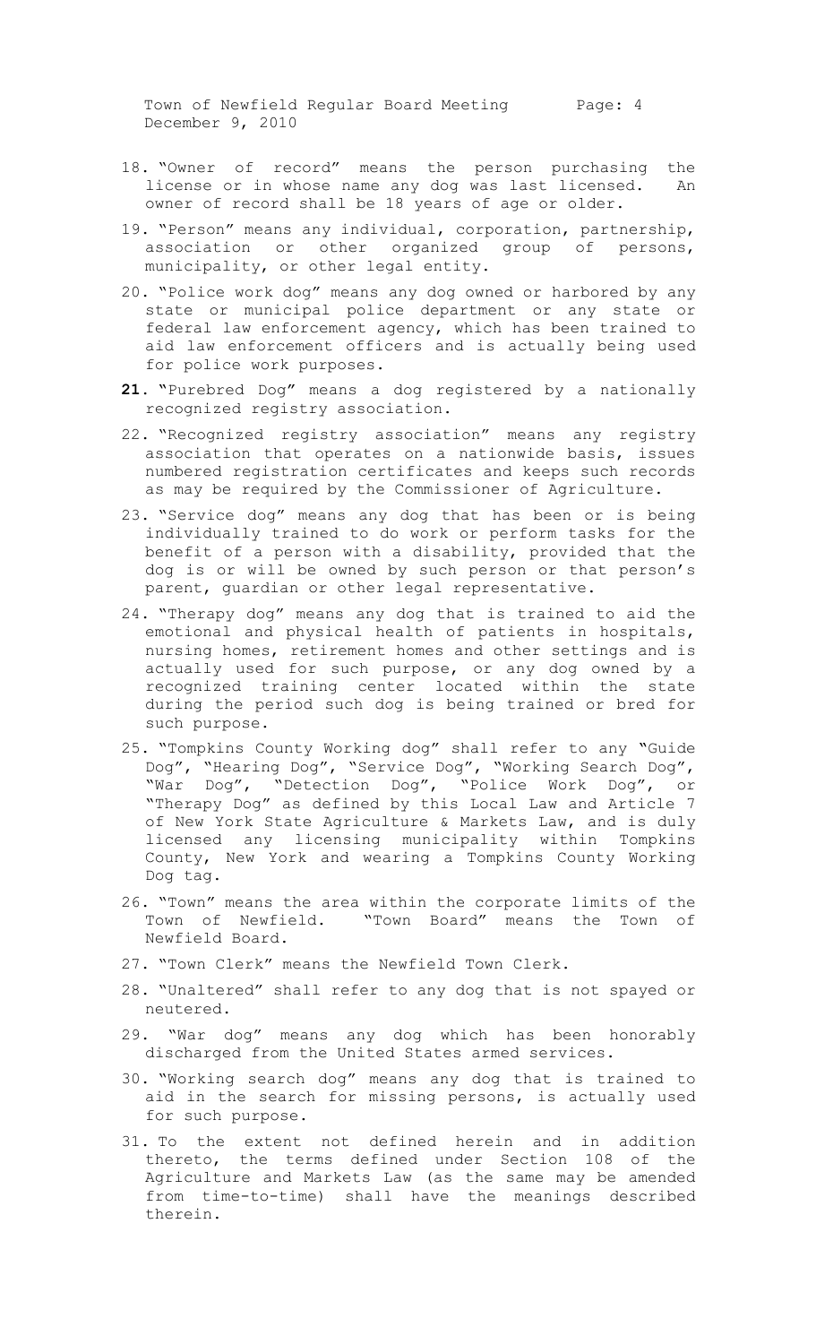18. "Owner of record" means the person purchasing the license or in whose name any dog was last licensed. An owner of record shall be 18 years of age or older.
19. "Person" means any individual, corporation, partnership, association or other organized group of persons, municipality, or other legal entity.
20. "Police work dog" means any dog owned or harbored by any state or municipal police department or any state or federal law enforcement agency, which has been trained to aid law enforcement officers and is actually being used for police work purposes.
21. "Purebred Dog" means a dog registered by a nationally recognized registry association.
22. "Recognized registry association" means any registry association that operates on a nationwide basis, issues numbered registration certificates and keeps such records as may be required by the Commissioner of Agriculture.
23. "Service dog" means any dog that has been or is being individually trained to do work or perform tasks for the benefit of a person with a disability, provided that the dog is or will be owned by such person or that person's parent, guardian or other legal representative.
24. "Therapy dog" means any dog that is trained to aid the emotional and physical health of patients in hospitals, nursing homes, retirement homes and other settings and is actually used for such purpose, or any dog owned by a recognized training center located within the state during the period such dog is being trained or bred for such purpose.
25. "Tompkins County Working dog" shall refer to any "Guide Dog", "Hearing Dog", "Service Dog", "Working Search Dog", "War Dog", "Detection Dog", "Police Work Dog", or "Therapy Dog" as defined by this Local Law and Article 7 of New York State Agriculture & Markets Law, and is duly licensed any licensing municipality within Tompkins County, New York and wearing a Tompkins County Working Dog tag.
26. "Town" means the area within the corporate limits of the Town of Newfield. "Town Board" means the Town of Newfield Board.
27. "Town Clerk" means the Newfield Town Clerk.
28. "Unaltered" shall refer to any dog that is not spayed or neutered.
29. "War dog" means any dog which has been honorably discharged from the United States armed services.
30. "Working search dog" means any dog that is trained to aid in the search for missing persons, is actually used for such purpose.
31. To the extent not defined herein and in addition thereto, the terms defined under Section 108 of the Agriculture and Markets Law (as the same may be amended from time-to-time) shall have the meanings described therein.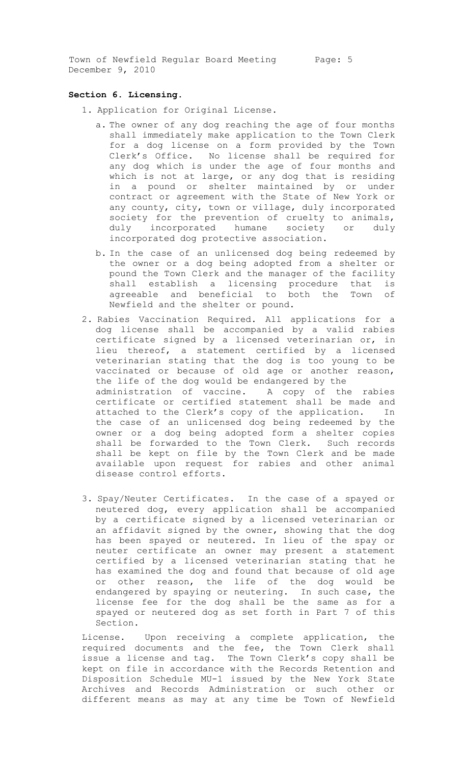## Section 6. Licensing.

1. Application for Original License.
   a. The owner of any dog reaching the age of four months shall immediately make application to the Town Clerk for a dog license on a form provided by the Town Clerk's Office. No license shall be required for any dog which is under the age of four months and which is not at large, or any dog that is residing in a pound or shelter maintained by or under contract or agreement with the State of New York or any county, city, town or village, duly incorporated society for the prevention of cruelty to animals, duly incorporated humane society or duly incorporated dog protective association.
   b. In the case of an unlicensed dog being redeemed by the owner or a dog being adopted from a shelter or pound the Town Clerk and the manager of the facility shall establish a licensing procedure that is agreeable and beneficial to both the Town of Newfield and the shelter or pound.
2. Rabies Vaccination Required. All applications for a dog license shall be accompanied by a valid rabies certificate signed by a licensed veterinarian or, in lieu thereof, a statement certified by a licensed veterinarian stating that the dog is too young to be vaccinated or because of old age or another reason, the life of the dog would be endangered by the administration of vaccine. A copy of the rabies certificate or certified statement shall be made and attached to the Clerk's copy of the application. In the case of an unlicensed dog being redeemed by the owner or a dog being adopted form a shelter copies shall be forwarded to the Town Clerk. Such records shall be kept on file by the Town Clerk and be made available upon request for rabies and other animal disease control efforts.
3. Spay/Neuter Certificates. In the case of a spayed or neutered dog, every application shall be accompanied by a certificate signed by a licensed veterinarian or an affidavit signed by the owner, showing that the dog has been spayed or neutered. In lieu of the spay or neuter certificate an owner may present a statement certified by a licensed veterinarian stating that he has examined the dog and found that because of old age or other reason, the life of the dog would be endangered by spaying or neutering. In such case, the license fee for the dog shall be the same as for a spayed or neutered dog as set forth in Part 7 of this Section.

License. Upon receiving a complete application, the required documents and the fee, the Town Clerk shall issue a license and tag. The Town Clerk's copy shall be kept on file in accordance with the Records Retention and Disposition Schedule MU-1 issued by the New York State Archives and Records Administration or such other or different means as may at any time be Town of Newfield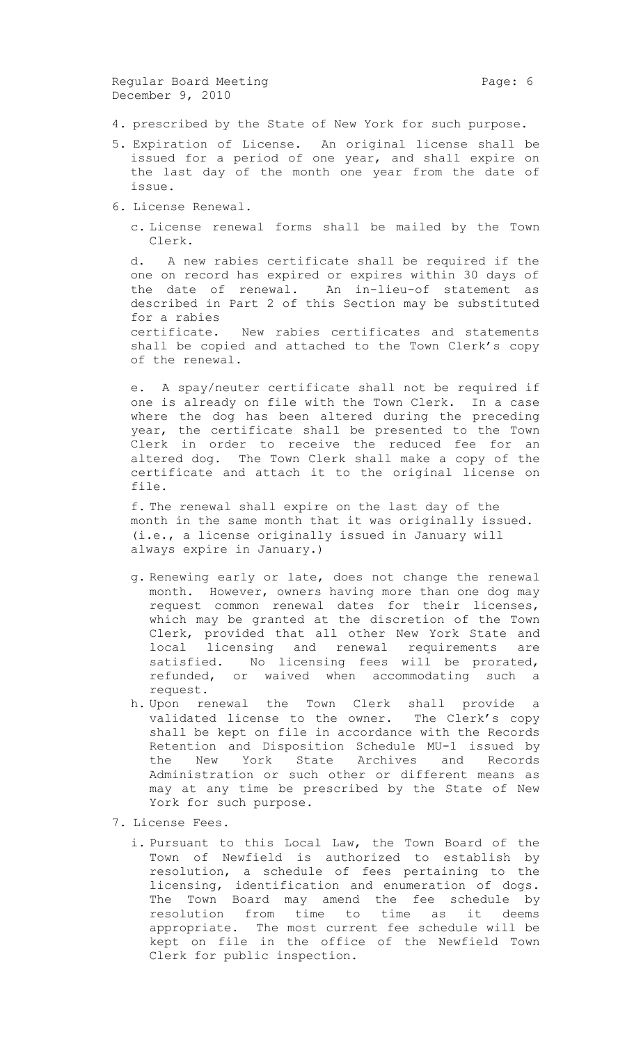4. prescribed by the State of New York for such purpose.

5. Expiration of License. An original license shall be issued for a period of one year, and shall expire on the last day of the month one year from the date of issue.

6. License Renewal.

   c. License renewal forms shall be mailed by the Town Clerk.

   d. A new rabies certificate shall be required if the one on record has expired or expires within 30 days of the date of renewal. An in-lieu-of statement as described in Part 2 of this Section may be substituted for a rabies certificate. New rabies certificates and statements shall be copied and attached to the Town Clerk's copy of the renewal.

   e. A spay/neuter certificate shall not be required if one is already on file with the Town Clerk. In a case where the dog has been altered during the preceding year, the certificate shall be presented to the Town Clerk in order to receive the reduced fee for an altered dog. The Town Clerk shall make a copy of the certificate and attach it to the original license on file.

   f. The renewal shall expire on the last day of the month in the same month that it was originally issued. (i.e., a license originally issued in January will always expire in January.)

   g. Renewing early or late, does not change the renewal month. However, owners having more than one dog may request common renewal dates for their licenses, which may be granted at the discretion of the Town Clerk, provided that all other New York State and local licensing and renewal requirements are satisfied. No licensing fees will be prorated, refunded, or waived when accommodating such a request.

   h. Upon renewal the Town Clerk shall provide a validated license to the owner. The Clerk's copy shall be kept on file in accordance with the Records Retention and Disposition Schedule MU-1 issued by the New York State Archives and Records Administration or such other or different means as may at any time be prescribed by the State of New York for such purpose.

7. License Fees.

   i. Pursuant to this Local Law, the Town Board of the Town of Newfield is authorized to establish by resolution, a schedule of fees pertaining to the licensing, identification and enumeration of dogs. The Town Board may amend the fee schedule by resolution from time to time as it deems appropriate. The most current fee schedule will be kept on file in the office of the Newfield Town Clerk for public inspection.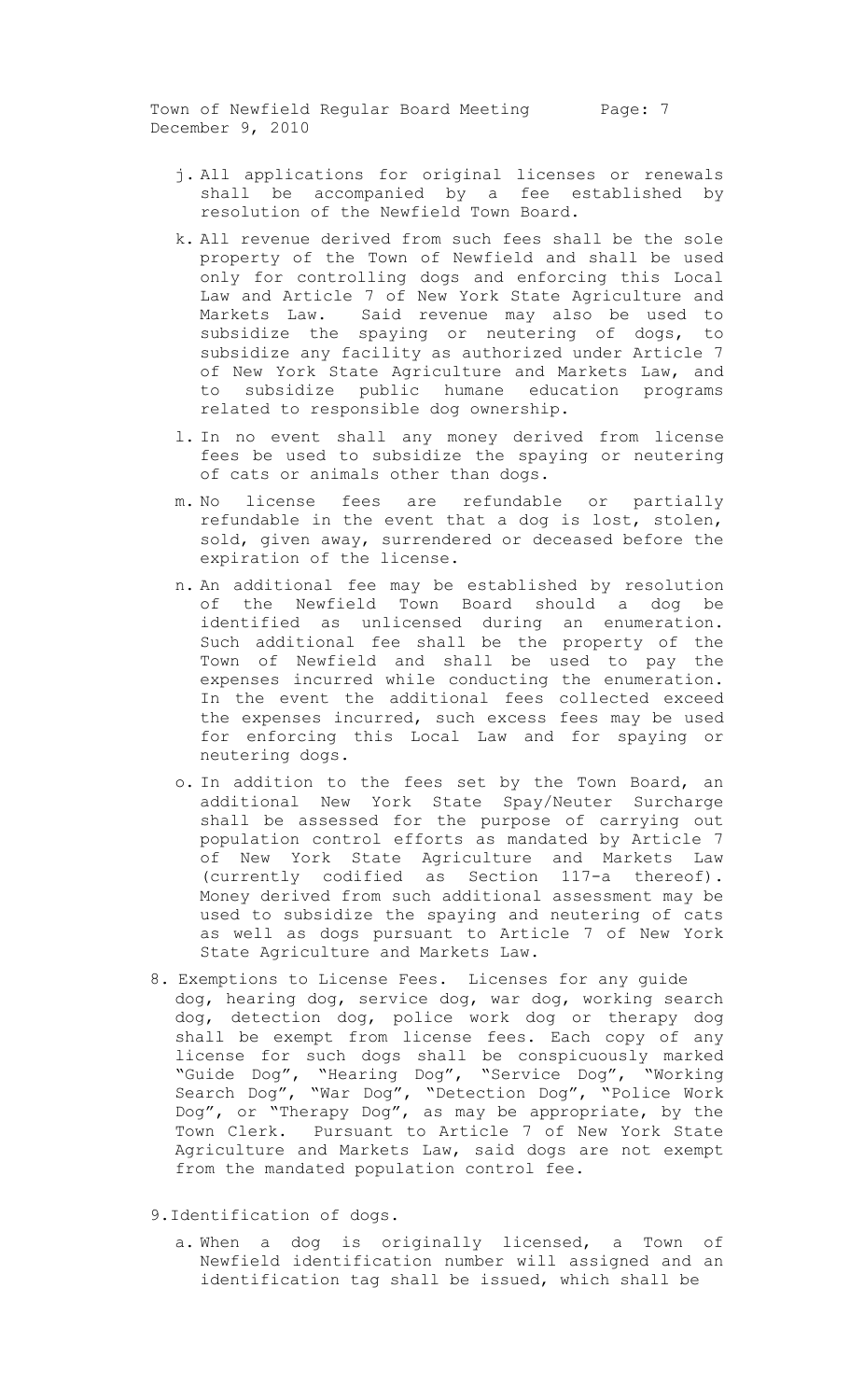j. All applications for original licenses or renewals shall be accompanied by a fee established by resolution of the Newfield Town Board.

k. All revenue derived from such fees shall be the sole property of the Town of Newfield and shall be used only for controlling dogs and enforcing this Local Law and Article 7 of New York State Agriculture and Markets Law. Said revenue may also be used to subsidize the spaying or neutering of dogs, to subsidize any facility as authorized under Article 7 of New York State Agriculture and Markets Law, and to subsidize public humane education programs related to responsible dog ownership.

l. In no event shall any money derived from license fees be used to subsidize the spaying or neutering of cats or animals other than dogs.

m. No license fees are refundable or partially refundable in the event that a dog is lost, stolen, sold, given away, surrendered or deceased before the expiration of the license.

n. An additional fee may be established by resolution of the Newfield Town Board should a dog be identified as unlicensed during an enumeration. Such additional fee shall be the property of the Town of Newfield and shall be used to pay the expenses incurred while conducting the enumeration. In the event the additional fees collected exceed the expenses incurred, such excess fees may be used for enforcing this Local Law and for spaying or neutering dogs.

o. In addition to the fees set by the Town Board, an additional New York State Spay/Neuter Surcharge shall be assessed for the purpose of carrying out population control efforts as mandated by Article 7 of New York State Agriculture and Markets Law (currently codified as Section 117-a thereof). Money derived from such additional assessment may be used to subsidize the spaying and neutering of cats as well as dogs pursuant to Article 7 of New York State Agriculture and Markets Law.

8. Exemptions to License Fees. Licenses for any guide dog, hearing dog, service dog, war dog, working search dog, detection dog, police work dog or therapy dog shall be exempt from license fees. Each copy of any license for such dogs shall be conspicuously marked "Guide Dog", "Hearing Dog", "Service Dog", "Working Search Dog", "War Dog", "Detection Dog", "Police Work Dog", or "Therapy Dog", as may be appropriate, by the Town Clerk. Pursuant to Article 7 of New York State Agriculture and Markets Law, said dogs are not exempt from the mandated population control fee.

9. Identification of dogs.

a. When a dog is originally licensed, a Town of Newfield identification number will assigned and an identification tag shall be issued, which shall be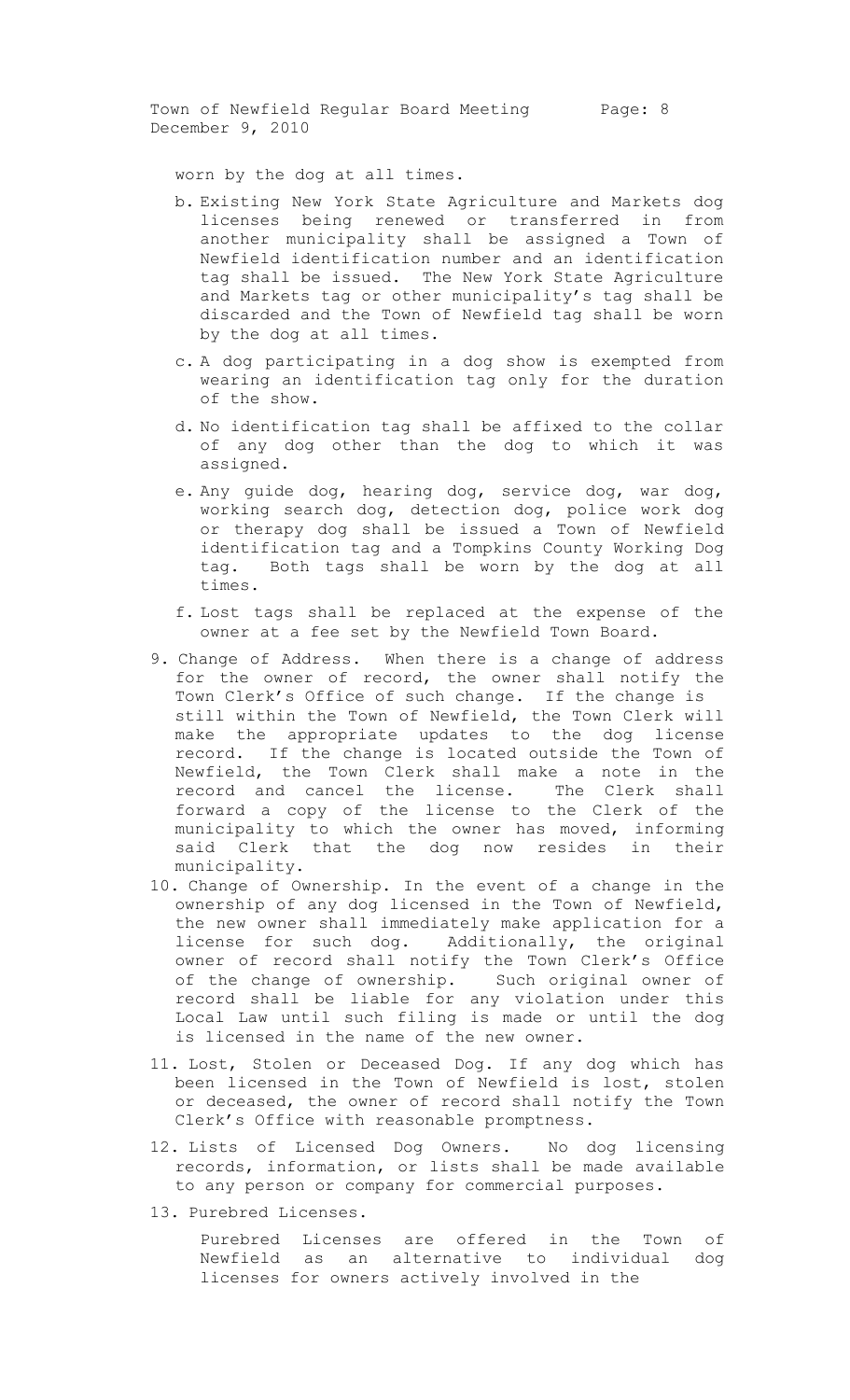worn by the dog at all times.

b. Existing New York State Agriculture and Markets dog licenses being renewed or transferred in from another municipality shall be assigned a Town of Newfield identification number and an identification tag shall be issued. The New York State Agriculture and Markets tag or other municipality's tag shall be discarded and the Town of Newfield tag shall be worn by the dog at all times.

c. A dog participating in a dog show is exempted from wearing an identification tag only for the duration of the show.

d. No identification tag shall be affixed to the collar of any dog other than the dog to which it was assigned.

e. Any guide dog, hearing dog, service dog, war dog, working search dog, detection dog, police work dog or therapy dog shall be issued a Town of Newfield identification tag and a Tompkins County Working Dog tag. Both tags shall be worn by the dog at all times.

f. Lost tags shall be replaced at the expense of the owner at a fee set by the Newfield Town Board.

9. Change of Address. When there is a change of address for the owner of record, the owner shall notify the Town Clerk's Office of such change. If the change is still within the Town of Newfield, the Town Clerk will make the appropriate updates to the dog license record. If the change is located outside the Town of Newfield, the Town Clerk shall make a note in the record and cancel the license. The Clerk shall forward a copy of the license to the Clerk of the municipality to which the owner has moved, informing said Clerk that the dog now resides in their municipality.

10. Change of Ownership. In the event of a change in the ownership of any dog licensed in the Town of Newfield, the new owner shall immediately make application for a license for such dog. Additionally, the original owner of record shall notify the Town Clerk's Office of the change of ownership. Such original owner of record shall be liable for any violation under this Local Law until such filing is made or until the dog is licensed in the name of the new owner.

11. Lost, Stolen or Deceased Dog. If any dog which has been licensed in the Town of Newfield is lost, stolen or deceased, the owner of record shall notify the Town Clerk's Office with reasonable promptness.

12. Lists of Licensed Dog Owners. No dog licensing records, information, or lists shall be made available to any person or company for commercial purposes.

13. Purebred Licenses.

    Purebred Licenses are offered in the Town of Newfield as an alternative to individual dog licenses for owners actively involved in the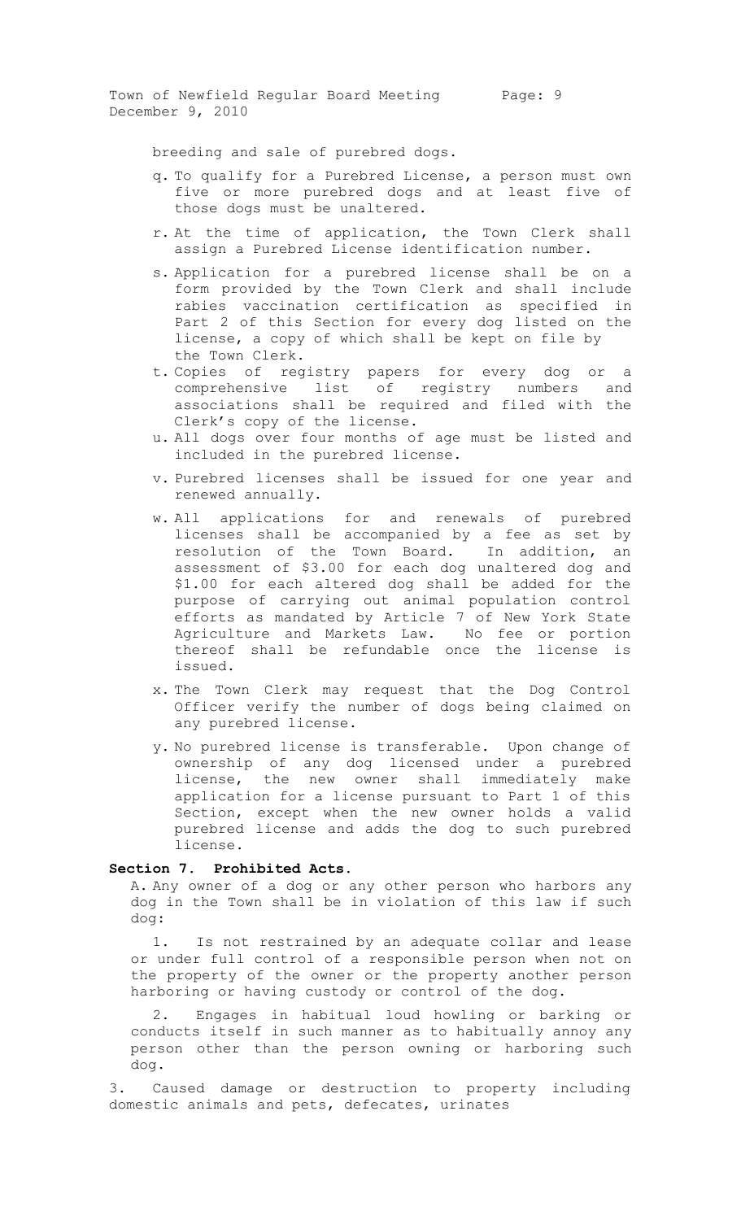breeding and sale of purebred dogs.

q. To qualify for a Purebred License, a person must own five or more purebred dogs and at least five of those dogs must be unaltered.

r. At the time of application, the Town Clerk shall assign a Purebred License identification number.

s. Application for a purebred license shall be on a form provided by the Town Clerk and shall include rabies vaccination certification as specified in Part 2 of this Section for every dog listed on the license, a copy of which shall be kept on file by the Town Clerk.

t. Copies of registry papers for every dog or a comprehensive list of registry numbers and associations shall be required and filed with the Clerk's copy of the license.

u. All dogs over four months of age must be listed and included in the purebred license.

v. Purebred licenses shall be issued for one year and renewed annually.

w. All applications for and renewals of purebred licenses shall be accompanied by a fee as set by resolution of the Town Board. In addition, an assessment of $3.00 for each dog unaltered dog and $1.00 for each altered dog shall be added for the purpose of carrying out animal population control efforts as mandated by Article 7 of New York State Agriculture and Markets Law. No fee or portion thereof shall be refundable once the license is issued.

x. The Town Clerk may request that the Dog Control Officer verify the number of dogs being claimed on any purebred license.

y. No purebred license is transferable. Upon change of ownership of any dog licensed under a purebred license, the new owner shall immediately make application for a license pursuant to Part 1 of this Section, except when the new owner holds a valid purebred license and adds the dog to such purebred license.

**Section 7. Prohibited Acts.**

A. Any owner of a dog or any other person who harbors any dog in the Town shall be in violation of this law if such dog:

1. Is not restrained by an adequate collar and lease or under full control of a responsible person when not on the property of the owner or the property another person harboring or having custody or control of the dog.

2. Engages in habitual loud howling or barking or conducts itself in such manner as to habitually annoy any person other than the person owning or harboring such dog.

3. Caused damage or destruction to property including domestic animals and pets, defecates, urinates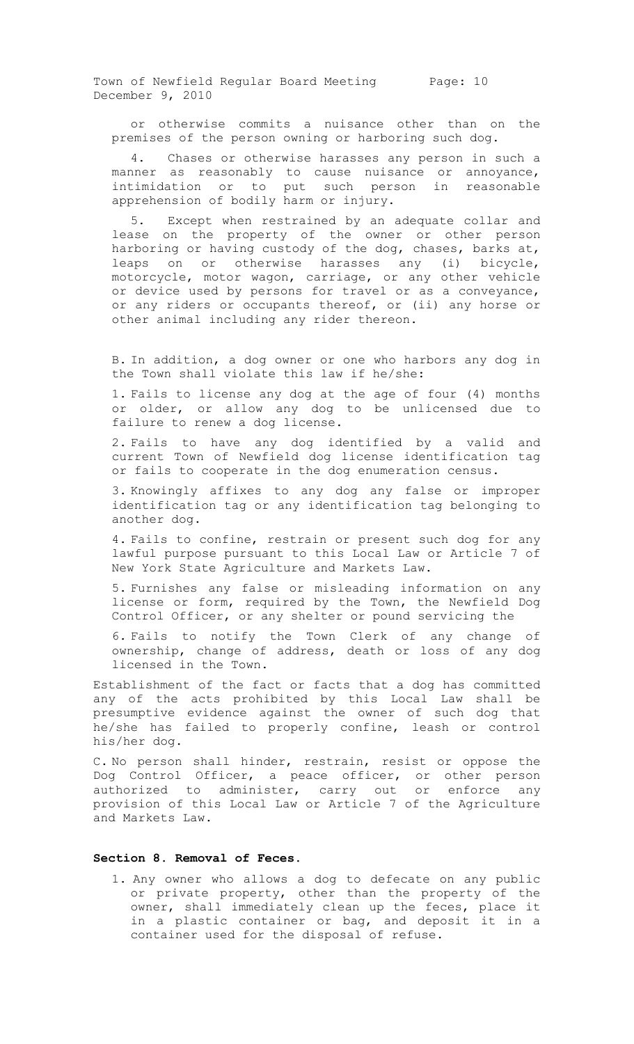or otherwise commits a nuisance other than on the premises of the person owning or harboring such dog.

4. Chases or otherwise harasses any person in such a manner as reasonably to cause nuisance or annoyance, intimidation or to put such person in reasonable apprehension of bodily harm or injury.

5. Except when restrained by an adequate collar and lease on the property of the owner or other person harboring or having custody of the dog, chases, barks at, leaps on or otherwise harasses any (i) bicycle, motorcycle, motor wagon, carriage, or any other vehicle or device used by persons for travel or as a conveyance, or any riders or occupants thereof, or (ii) any horse or other animal including any rider thereon.

B. In addition, a dog owner or one who harbors any dog in the Town shall violate this law if he/she:

1. Fails to license any dog at the age of four (4) months or older, or allow any dog to be unlicensed due to failure to renew a dog license.

2. Fails to have any dog identified by a valid and current Town of Newfield dog license identification tag or fails to cooperate in the dog enumeration census.

3. Knowingly affixes to any dog any false or improper identification tag or any identification tag belonging to another dog.

4. Fails to confine, restrain or present such dog for any lawful purpose pursuant to this Local Law or Article 7 of New York State Agriculture and Markets Law.

5. Furnishes any false or misleading information on any license or form, required by the Town, the Newfield Dog Control Officer, or any shelter or pound servicing the

6. Fails to notify the Town Clerk of any change of ownership, change of address, death or loss of any dog licensed in the Town.

Establishment of the fact or facts that a dog has committed any of the acts prohibited by this Local Law shall be presumptive evidence against the owner of such dog that he/she has failed to properly confine, leash or control his/her dog.

C. No person shall hinder, restrain, resist or oppose the Dog Control Officer, a peace officer, or other person authorized to administer, carry out or enforce any provision of this Local Law or Article 7 of the Agriculture and Markets Law.

**Section 8. Removal of Feces.**

1. Any owner who allows a dog to defecate on any public or private property, other than the property of the owner, shall immediately clean up the feces, place it in a plastic container or bag, and deposit it in a container used for the disposal of refuse.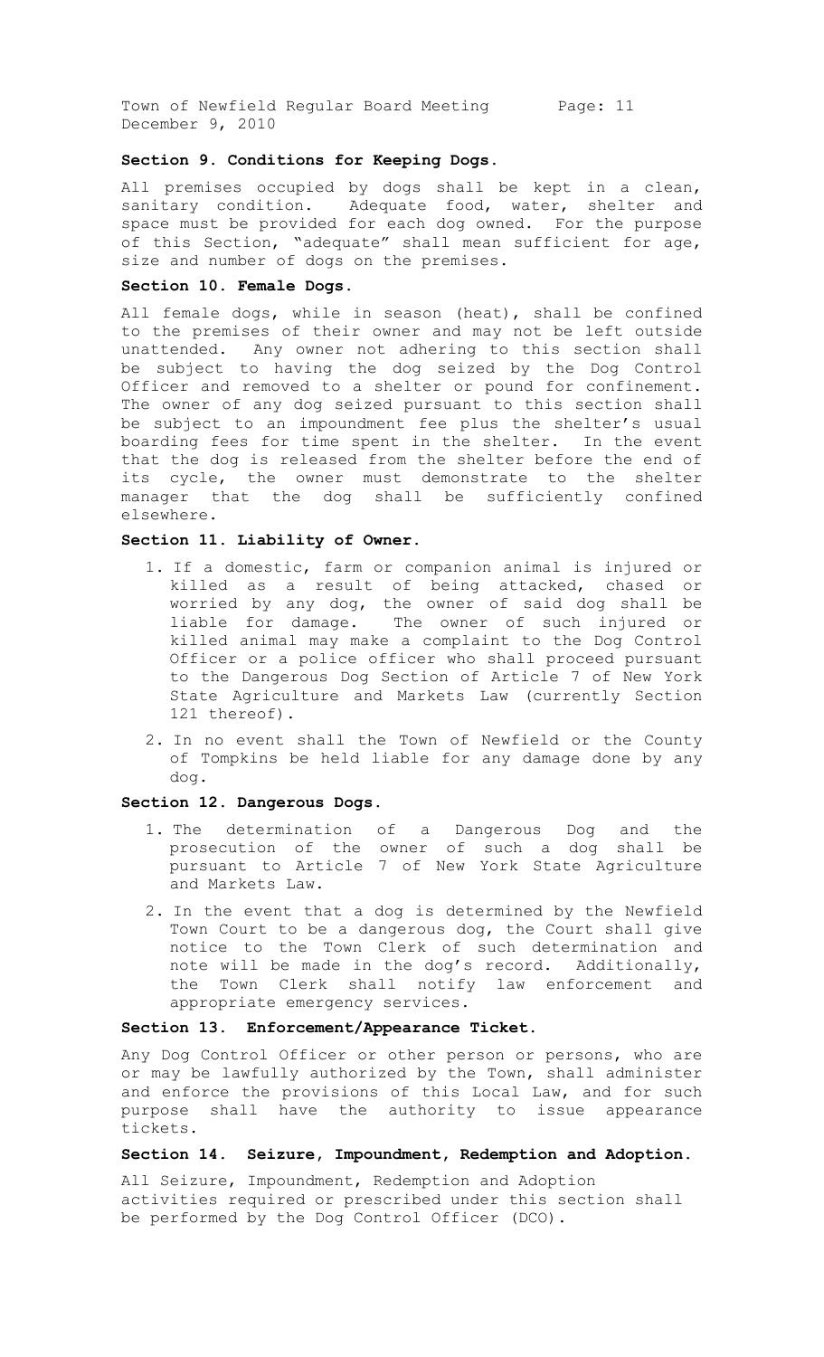### Section 9. Conditions for Keeping Dogs.

All premises occupied by dogs shall be kept in a clean, sanitary condition. Adequate food, water, shelter and space must be provided for each dog owned. For the purpose of this Section, "adequate" shall mean sufficient for age, size and number of dogs on the premises.

### Section 10. Female Dogs.

All female dogs, while in season (heat), shall be confined to the premises of their owner and may not be left outside unattended. Any owner not adhering to this section shall be subject to having the dog seized by the Dog Control Officer and removed to a shelter or pound for confinement. The owner of any dog seized pursuant to this section shall be subject to an impoundment fee plus the shelter's usual boarding fees for time spent in the shelter. In the event that the dog is released from the shelter before the end of its cycle, the owner must demonstrate to the shelter manager that the dog shall be sufficiently confined elsewhere.

### Section 11. Liability of Owner.

1. If a domestic, farm or companion animal is injured or killed as a result of being attacked, chased or worried by any dog, the owner of said dog shall be liable for damage. The owner of such injured or killed animal may make a complaint to the Dog Control Officer or a police officer who shall proceed pursuant to the Dangerous Dog Section of Article 7 of New York State Agriculture and Markets Law (currently Section 121 thereof).
2. In no event shall the Town of Newfield or the County of Tompkins be held liable for any damage done by any dog.

### Section 12. Dangerous Dogs.

1. The determination of a Dangerous Dog and the prosecution of the owner of such a dog shall be pursuant to Article 7 of New York State Agriculture and Markets Law.
2. In the event that a dog is determined by the Newfield Town Court to be a dangerous dog, the Court shall give notice to the Town Clerk of such determination and note will be made in the dog's record. Additionally, the Town Clerk shall notify law enforcement and appropriate emergency services.

### Section 13. Enforcement/Appearance Ticket.

Any Dog Control Officer or other person or persons, who are or may be lawfully authorized by the Town, shall administer and enforce the provisions of this Local Law, and for such purpose shall have the authority to issue appearance tickets.

### Section 14. Seizure, Impoundment, Redemption and Adoption.

All Seizure, Impoundment, Redemption and Adoption activities required or prescribed under this section shall be performed by the Dog Control Officer (DCO).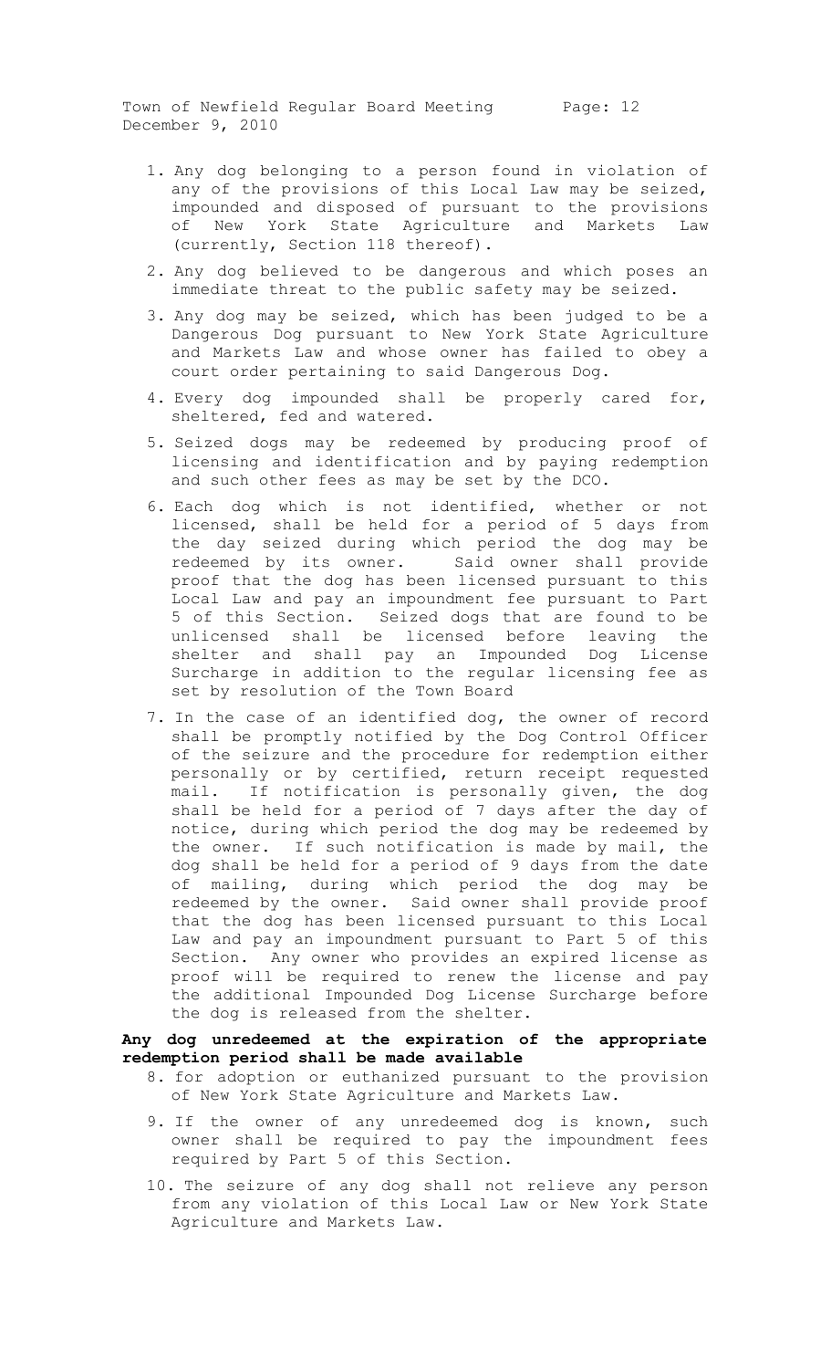1. Any dog belonging to a person found in violation of any of the provisions of this Local Law may be seized, impounded and disposed of pursuant to the provisions of New York State Agriculture and Markets Law (currently, Section 118 thereof).

2. Any dog believed to be dangerous and which poses an immediate threat to the public safety may be seized.

3. Any dog may be seized, which has been judged to be a Dangerous Dog pursuant to New York State Agriculture and Markets Law and whose owner has failed to obey a court order pertaining to said Dangerous Dog.

4. Every dog impounded shall be properly cared for, sheltered, fed and watered.

5. Seized dogs may be redeemed by producing proof of licensing and identification and by paying redemption and such other fees as may be set by the DCO.

6. Each dog which is not identified, whether or not licensed, shall be held for a period of 5 days from the day seized during which period the dog may be redeemed by its owner. Said owner shall provide proof that the dog has been licensed pursuant to this Local Law and pay an impoundment fee pursuant to Part 5 of this Section. Seized dogs that are found to be unlicensed shall be licensed before leaving the shelter and shall pay an Impounded Dog License Surcharge in addition to the regular licensing fee as set by resolution of the Town Board

7. In the case of an identified dog, the owner of record shall be promptly notified by the Dog Control Officer of the seizure and the procedure for redemption either personally or by certified, return receipt requested mail. If notification is personally given, the dog shall be held for a period of 7 days after the day of notice, during which period the dog may be redeemed by the owner. If such notification is made by mail, the dog shall be held for a period of 9 days from the date of mailing, during which period the dog may be redeemed by the owner. Said owner shall provide proof that the dog has been licensed pursuant to this Local Law and pay an impoundment pursuant to Part 5 of this Section. Any owner who provides an expired license as proof will be required to renew the license and pay the additional Impounded Dog License Surcharge before the dog is released from the shelter.

**Any dog unredeemed at the expiration of the appropriate redemption period shall be made available**

8. for adoption or euthanized pursuant to the provision of New York State Agriculture and Markets Law.

9. If the owner of any unredeemed dog is known, such owner shall be required to pay the impoundment fees required by Part 5 of this Section.

10. The seizure of any dog shall not relieve any person from any violation of this Local Law or New York State Agriculture and Markets Law.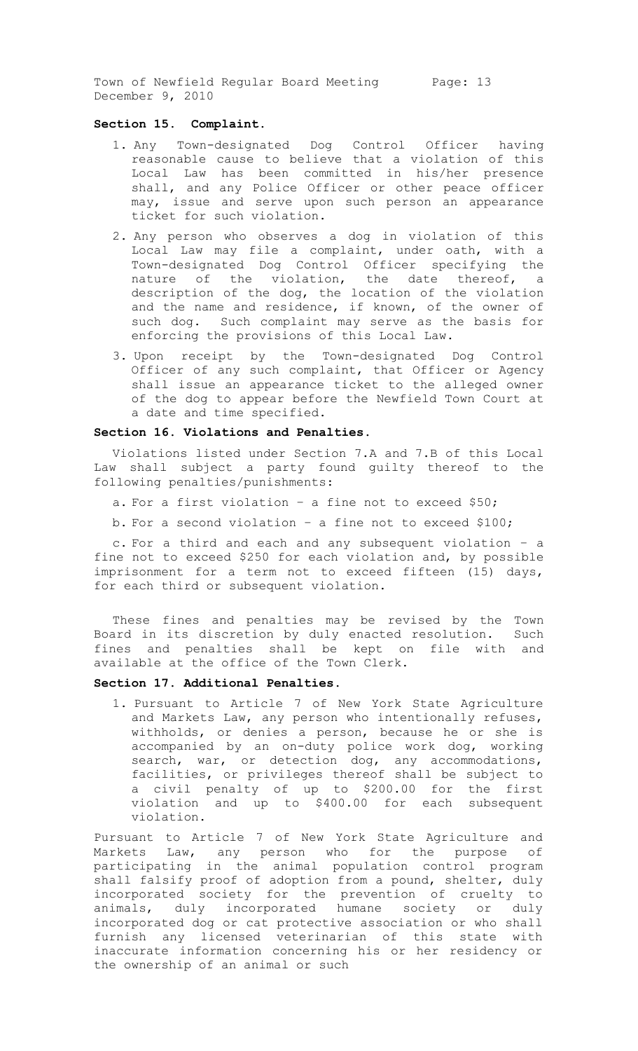### Section 15. Complaint.

1. Any Town-designated Dog Control Officer having reasonable cause to believe that a violation of this Local Law has been committed in his/her presence shall, and any Police Officer or other peace officer may, issue and serve upon such person an appearance ticket for such violation.
2. Any person who observes a dog in violation of this Local Law may file a complaint, under oath, with a Town-designated Dog Control Officer specifying the nature of the violation, the date thereof, a description of the dog, the location of the violation and the name and residence, if known, of the owner of such dog. Such complaint may serve as the basis for enforcing the provisions of this Local Law.
3. Upon receipt by the Town-designated Dog Control Officer of any such complaint, that Officer or Agency shall issue an appearance ticket to the alleged owner of the dog to appear before the Newfield Town Court at a date and time specified.

### Section 16. Violations and Penalties.

Violations listed under Section 7.A and 7.B of this Local Law shall subject a party found guilty thereof to the following penalties/punishments:

a. For a first violation – a fine not to exceed $50;

b. For a second violation – a fine not to exceed $100;

c. For a third and each and any subsequent violation – a fine not to exceed $250 for each violation and, by possible imprisonment for a term not to exceed fifteen (15) days, for each third or subsequent violation.

These fines and penalties may be revised by the Town Board in its discretion by duly enacted resolution. Such fines and penalties shall be kept on file with and available at the office of the Town Clerk.

### Section 17. Additional Penalties.

1. Pursuant to Article 7 of New York State Agriculture and Markets Law, any person who intentionally refuses, withholds, or denies a person, because he or she is accompanied by an on-duty police work dog, working search, war, or detection dog, any accommodations, facilities, or privileges thereof shall be subject to a civil penalty of up to $200.00 for the first violation and up to $400.00 for each subsequent violation.

Pursuant to Article 7 of New York State Agriculture and Markets Law, any person who for the purpose of participating in the animal population control program shall falsify proof of adoption from a pound, shelter, duly incorporated society for the prevention of cruelty to animals, duly incorporated humane society or duly incorporated dog or cat protective association or who shall furnish any licensed veterinarian of this state with inaccurate information concerning his or her residency or the ownership of an animal or such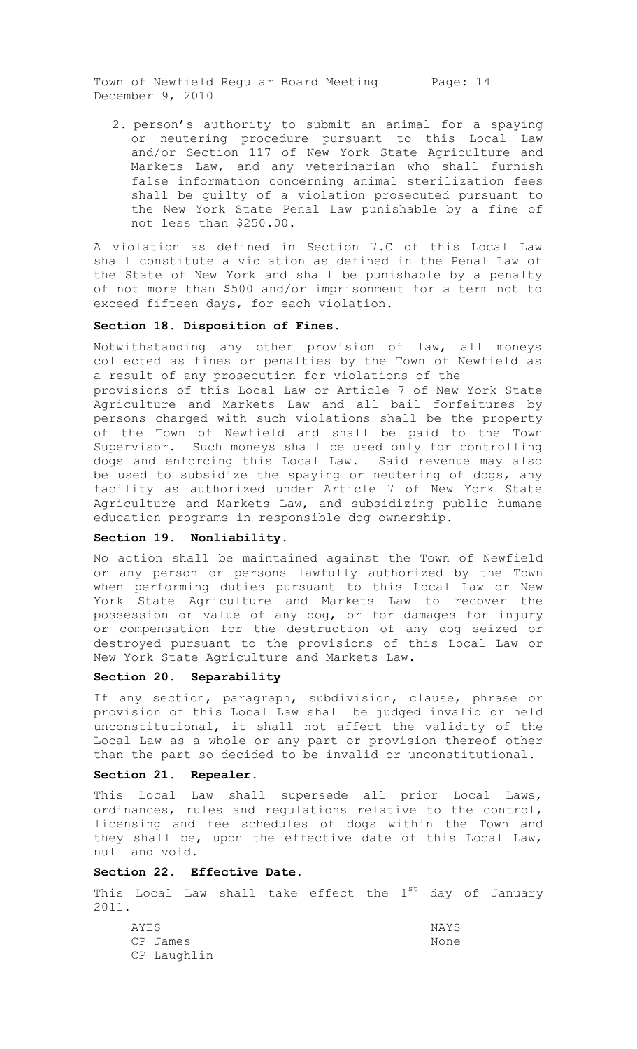2. person's authority to submit an animal for a spaying or neutering procedure pursuant to this Local Law and/or Section 117 of New York State Agriculture and Markets Law, and any veterinarian who shall furnish false information concerning animal sterilization fees shall be guilty of a violation prosecuted pursuant to the New York State Penal Law punishable by a fine of not less than $250.00.

A violation as defined in Section 7.C of this Local Law shall constitute a violation as defined in the Penal Law of the State of New York and shall be punishable by a penalty of not more than $500 and/or imprisonment for a term not to exceed fifteen days, for each violation.

**Section 18. Disposition of Fines.**

Notwithstanding any other provision of law, all moneys collected as fines or penalties by the Town of Newfield as a result of any prosecution for violations of the provisions of this Local Law or Article 7 of New York State Agriculture and Markets Law and all bail forfeitures by persons charged with such violations shall be the property of the Town of Newfield and shall be paid to the Town Supervisor. Such moneys shall be used only for controlling dogs and enforcing this Local Law. Said revenue may also be used to subsidize the spaying or neutering of dogs, any facility as authorized under Article 7 of New York State Agriculture and Markets Law, and subsidizing public humane education programs in responsible dog ownership.

**Section 19. Nonliability.**

No action shall be maintained against the Town of Newfield or any person or persons lawfully authorized by the Town when performing duties pursuant to this Local Law or New York State Agriculture and Markets Law to recover the possession or value of any dog, or for damages for injury or compensation for the destruction of any dog seized or destroyed pursuant to the provisions of this Local Law or New York State Agriculture and Markets Law.

**Section 20. Separability**

If any section, paragraph, subdivision, clause, phrase or provision of this Local Law shall be judged invalid or held unconstitutional, it shall not affect the validity of the Local Law as a whole or any part or provision thereof other than the part so decided to be invalid or unconstitutional.

**Section 21. Repealer.**

This Local Law shall supersede all prior Local Laws, ordinances, rules and regulations relative to the control, licensing and fee schedules of dogs within the Town and they shall be, upon the effective date of this Local Law, null and void.

**Section 22. Effective Date.**

This Local Law shall take effect the 1st day of January 2011.

| AYES | NAYS |
|---|---|
| CP James | None |
| CP Laughlin | |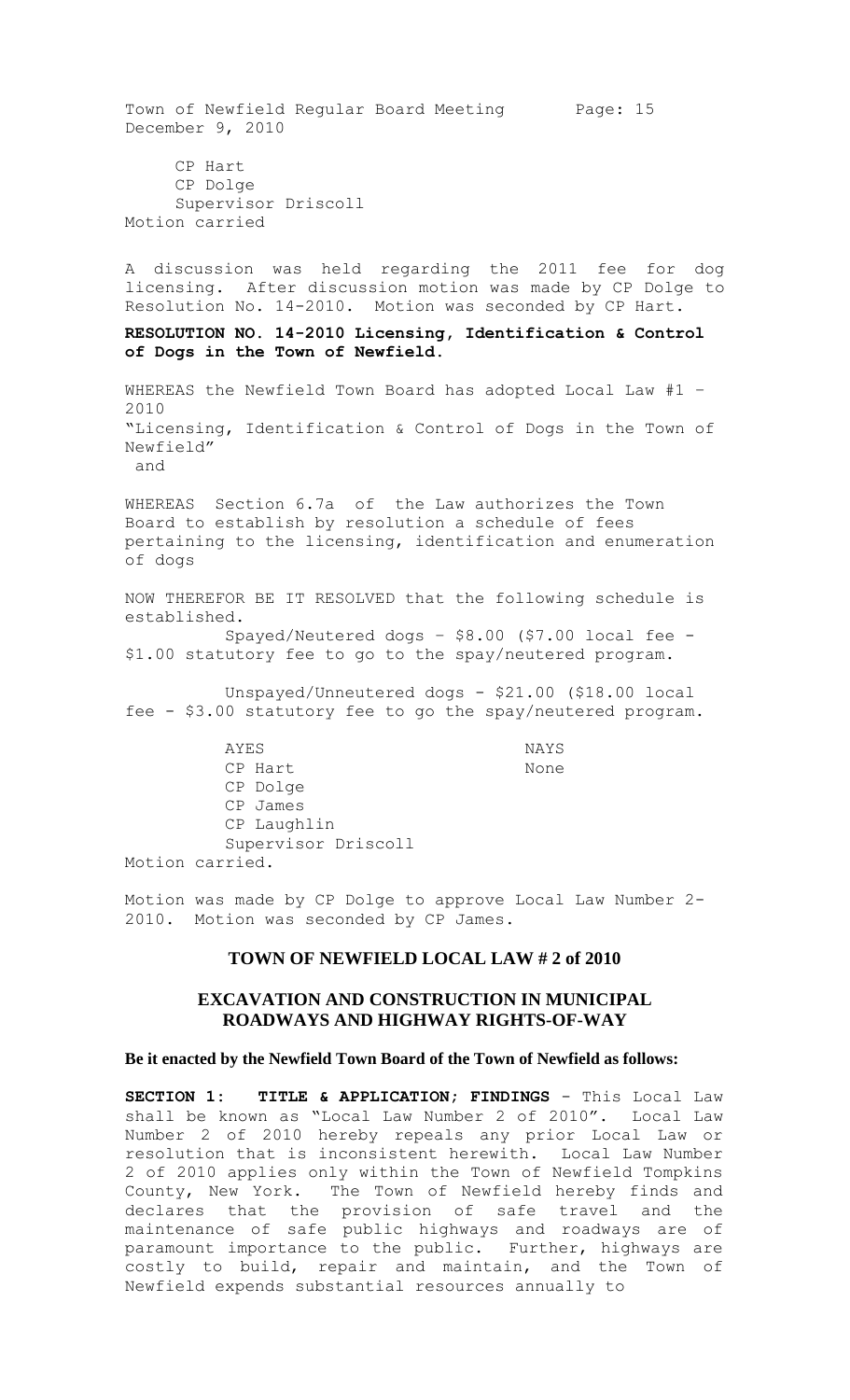CP Hart
CP Dolge
Supervisor Driscoll
Motion carried

A discussion was held regarding the 2011 fee for dog licensing. After discussion motion was made by CP Dolge to Resolution No. 14-2010. Motion was seconded by CP Hart.

**RESOLUTION NO. 14-2010 Licensing, Identification & Control of Dogs in the Town of Newfield.**

WHEREAS the Newfield Town Board has adopted Local Law #1 – 2010
"Licensing, Identification & Control of Dogs in the Town of Newfield"
and

WHEREAS Section 6.7a of the Law authorizes the Town Board to establish by resolution a schedule of fees pertaining to the licensing, identification and enumeration of dogs

NOW THEREFOR BE IT RESOLVED that the following schedule is established.

Spayed/Neutered dogs – $8.00 ($7.00 local fee - $1.00 statutory fee to go to the spay/neutered program.

Unspayed/Unneutered dogs - $21.00 ($18.00 local fee - $3.00 statutory fee to go the spay/neutered program.

| AYES | NAYS |
|---|---|
| CP Hart | None |
| CP Dolge | |
| CP James | |
| CP Laughlin | |
| Supervisor Driscoll | |

Motion carried.

Motion was made by CP Dolge to approve Local Law Number 2-2010. Motion was seconded by CP James.

## TOWN OF NEWFIELD LOCAL LAW # 2 of 2010

## EXCAVATION AND CONSTRUCTION IN MUNICIPAL ROADWAYS AND HIGHWAY RIGHTS-OF-WAY

**Be it enacted by the Newfield Town Board of the Town of Newfield as follows:**

**SECTION 1: TITLE & APPLICATION; FINDINGS** - This Local Law shall be known as "Local Law Number 2 of 2010". Local Law Number 2 of 2010 hereby repeals any prior Local Law or resolution that is inconsistent herewith. Local Law Number 2 of 2010 applies only within the Town of Newfield Tompkins County, New York. The Town of Newfield hereby finds and declares that the provision of safe travel and the maintenance of safe public highways and roadways are of paramount importance to the public. Further, highways are costly to build, repair and maintain, and the Town of Newfield expends substantial resources annually to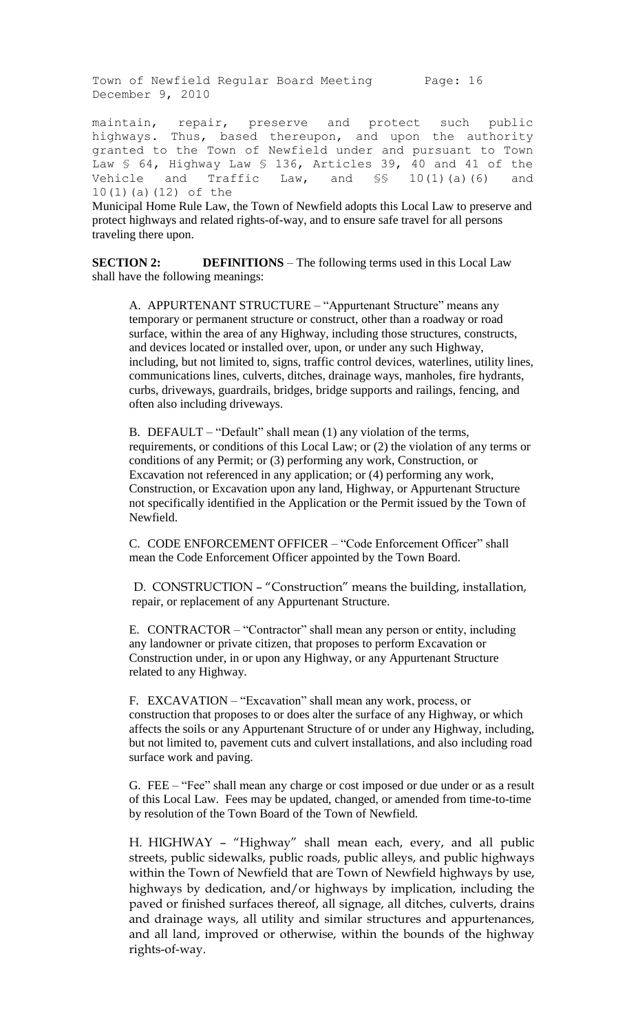maintain, repair, preserve and protect such public highways. Thus, based thereupon, and upon the authority granted to the Town of Newfield under and pursuant to Town Law § 64, Highway Law § 136, Articles 39, 40 and 41 of the Vehicle and Traffic Law, and §§ 10(1)(a)(6) and 10(1)(a)(12) of the Municipal Home Rule Law, the Town of Newfield adopts this Local Law to preserve and protect highways and related rights-of-way, and to ensure safe travel for all persons traveling there upon.

**SECTION 2: DEFINITIONS** – The following terms used in this Local Law shall have the following meanings:

A. APPURTENANT STRUCTURE – "Appurtenant Structure" means any temporary or permanent structure or construct, other than a roadway or road surface, within the area of any Highway, including those structures, constructs, and devices located or installed over, upon, or under any such Highway, including, but not limited to, signs, traffic control devices, waterlines, utility lines, communications lines, culverts, ditches, drainage ways, manholes, fire hydrants, curbs, driveways, guardrails, bridges, bridge supports and railings, fencing, and often also including driveways.

B. DEFAULT – "Default" shall mean (1) any violation of the terms, requirements, or conditions of this Local Law; or (2) the violation of any terms or conditions of any Permit; or (3) performing any work, Construction, or Excavation not referenced in any application; or (4) performing any work, Construction, or Excavation upon any land, Highway, or Appurtenant Structure not specifically identified in the Application or the Permit issued by the Town of Newfield.

C. CODE ENFORCEMENT OFFICER – "Code Enforcement Officer" shall mean the Code Enforcement Officer appointed by the Town Board.

D. CONSTRUCTION – "Construction" means the building, installation, repair, or replacement of any Appurtenant Structure.

E. CONTRACTOR – "Contractor" shall mean any person or entity, including any landowner or private citizen, that proposes to perform Excavation or Construction under, in or upon any Highway, or any Appurtenant Structure related to any Highway.

F. EXCAVATION – "Excavation" shall mean any work, process, or construction that proposes to or does alter the surface of any Highway, or which affects the soils or any Appurtenant Structure of or under any Highway, including, but not limited to, pavement cuts and culvert installations, and also including road surface work and paving.

G. FEE – "Fee" shall mean any charge or cost imposed or due under or as a result of this Local Law. Fees may be updated, changed, or amended from time-to-time by resolution of the Town Board of the Town of Newfield.

H. HIGHWAY – "Highway" shall mean each, every, and all public streets, public sidewalks, public roads, public alleys, and public highways within the Town of Newfield that are Town of Newfield highways by use, highways by dedication, and/or highways by implication, including the paved or finished surfaces thereof, all signage, all ditches, culverts, drains and drainage ways, all utility and similar structures and appurtenances, and all land, improved or otherwise, within the bounds of the highway rights-of-way.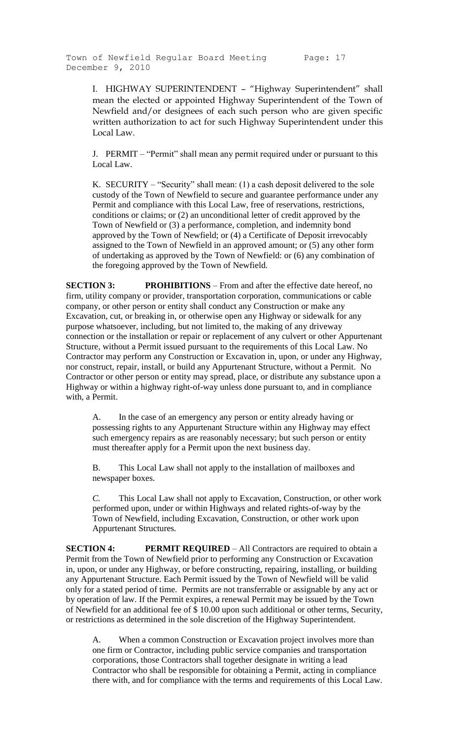I. HIGHWAY SUPERINTENDENT – "Highway Superintendent" shall mean the elected or appointed Highway Superintendent of the Town of Newfield and/or designees of each such person who are given specific written authorization to act for such Highway Superintendent under this Local Law.

J. PERMIT – "Permit" shall mean any permit required under or pursuant to this Local Law.

K. SECURITY – "Security" shall mean: (1) a cash deposit delivered to the sole custody of the Town of Newfield to secure and guarantee performance under any Permit and compliance with this Local Law, free of reservations, restrictions, conditions or claims; or (2) an unconditional letter of credit approved by the Town of Newfield or (3) a performance, completion, and indemnity bond approved by the Town of Newfield; or (4) a Certificate of Deposit irrevocably assigned to the Town of Newfield in an approved amount; or (5) any other form of undertaking as approved by the Town of Newfield: or (6) any combination of the foregoing approved by the Town of Newfield.

**SECTION 3: PROHIBITIONS** – From and after the effective date hereof, no firm, utility company or provider, transportation corporation, communications or cable company, or other person or entity shall conduct any Construction or make any Excavation, cut, or breaking in, or otherwise open any Highway or sidewalk for any purpose whatsoever, including, but not limited to, the making of any driveway connection or the installation or repair or replacement of any culvert or other Appurtenant Structure, without a Permit issued pursuant to the requirements of this Local Law. No Contractor may perform any Construction or Excavation in, upon, or under any Highway, nor construct, repair, install, or build any Appurtenant Structure, without a Permit. No Contractor or other person or entity may spread, place, or distribute any substance upon a Highway or within a highway right-of-way unless done pursuant to, and in compliance with, a Permit.

A. In the case of an emergency any person or entity already having or possessing rights to any Appurtenant Structure within any Highway may effect such emergency repairs as are reasonably necessary; but such person or entity must thereafter apply for a Permit upon the next business day.

B. This Local Law shall not apply to the installation of mailboxes and newspaper boxes.

*C.* This Local Law shall not apply to Excavation, Construction, or other work performed upon, under or within Highways and related rights-of-way by the Town of Newfield, including Excavation, Construction, or other work upon Appurtenant Structures*.*

**SECTION 4: PERMIT REQUIRED** – All Contractors are required to obtain a Permit from the Town of Newfield prior to performing any Construction or Excavation in, upon, or under any Highway, or before constructing, repairing, installing, or building any Appurtenant Structure. Each Permit issued by the Town of Newfield will be valid only for a stated period of time. Permits are not transferrable or assignable by any act or by operation of law. If the Permit expires, a renewal Permit may be issued by the Town of Newfield for an additional fee of $ 10.00 upon such additional or other terms, Security, or restrictions as determined in the sole discretion of the Highway Superintendent.

A. When a common Construction or Excavation project involves more than one firm or Contractor, including public service companies and transportation corporations, those Contractors shall together designate in writing a lead Contractor who shall be responsible for obtaining a Permit, acting in compliance there with, and for compliance with the terms and requirements of this Local Law.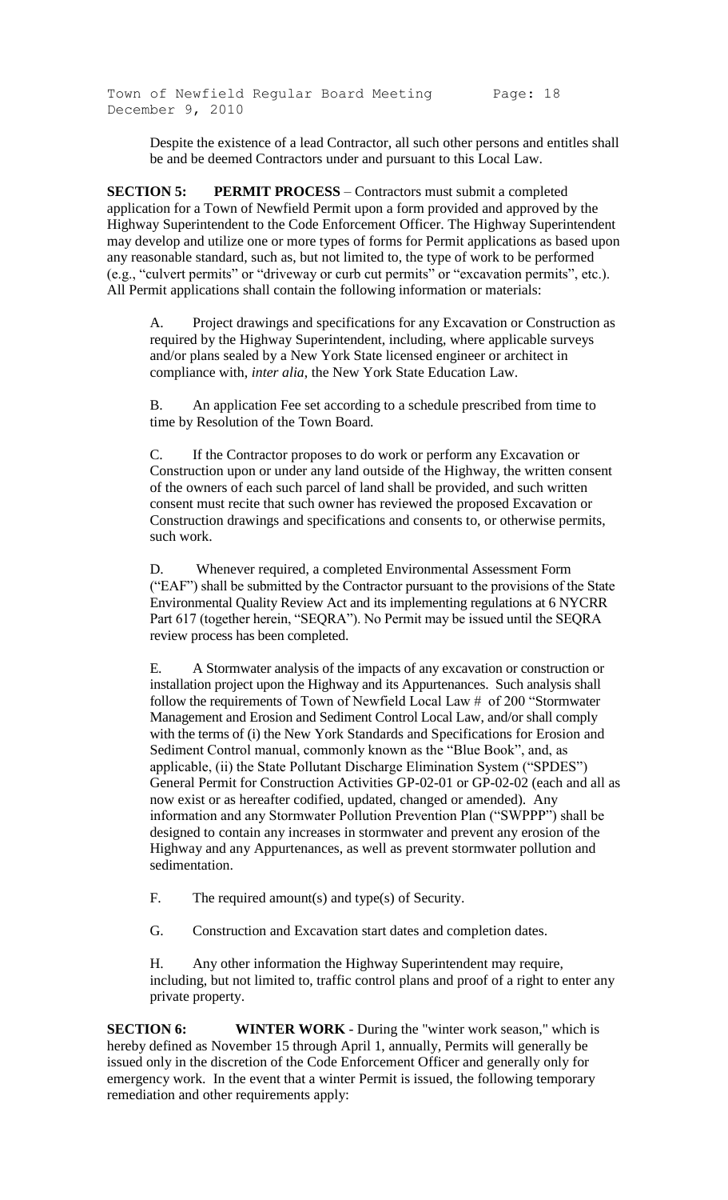Despite the existence of a lead Contractor, all such other persons and entitles shall be and be deemed Contractors under and pursuant to this Local Law.

**SECTION 5: PERMIT PROCESS** – Contractors must submit a completed application for a Town of Newfield Permit upon a form provided and approved by the Highway Superintendent to the Code Enforcement Officer. The Highway Superintendent may develop and utilize one or more types of forms for Permit applications as based upon any reasonable standard, such as, but not limited to, the type of work to be performed (e.g., "culvert permits" or "driveway or curb cut permits" or "excavation permits", etc.). All Permit applications shall contain the following information or materials:

A. Project drawings and specifications for any Excavation or Construction as required by the Highway Superintendent, including, where applicable surveys and/or plans sealed by a New York State licensed engineer or architect in compliance with, *inter alia*, the New York State Education Law.

B. An application Fee set according to a schedule prescribed from time to time by Resolution of the Town Board.

C. If the Contractor proposes to do work or perform any Excavation or Construction upon or under any land outside of the Highway, the written consent of the owners of each such parcel of land shall be provided, and such written consent must recite that such owner has reviewed the proposed Excavation or Construction drawings and specifications and consents to, or otherwise permits, such work.

D. Whenever required, a completed Environmental Assessment Form ("EAF") shall be submitted by the Contractor pursuant to the provisions of the State Environmental Quality Review Act and its implementing regulations at 6 NYCRR Part 617 (together herein, "SEQRA"). No Permit may be issued until the SEQRA review process has been completed.

E. A Stormwater analysis of the impacts of any excavation or construction or installation project upon the Highway and its Appurtenances. Such analysis shall follow the requirements of Town of Newfield Local Law # of 200 "Stormwater Management and Erosion and Sediment Control Local Law, and/or shall comply with the terms of (i) the New York Standards and Specifications for Erosion and Sediment Control manual, commonly known as the "Blue Book", and, as applicable, (ii) the State Pollutant Discharge Elimination System ("SPDES") General Permit for Construction Activities GP-02-01 or GP-02-02 (each and all as now exist or as hereafter codified, updated, changed or amended). Any information and any Stormwater Pollution Prevention Plan ("SWPPP") shall be designed to contain any increases in stormwater and prevent any erosion of the Highway and any Appurtenances, as well as prevent stormwater pollution and sedimentation.

F. The required amount(s) and type(s) of Security.

G. Construction and Excavation start dates and completion dates.

H. Any other information the Highway Superintendent may require, including, but not limited to, traffic control plans and proof of a right to enter any private property.

**SECTION 6: WINTER WORK** - During the "winter work season," which is hereby defined as November 15 through April 1, annually, Permits will generally be issued only in the discretion of the Code Enforcement Officer and generally only for emergency work. In the event that a winter Permit is issued, the following temporary remediation and other requirements apply: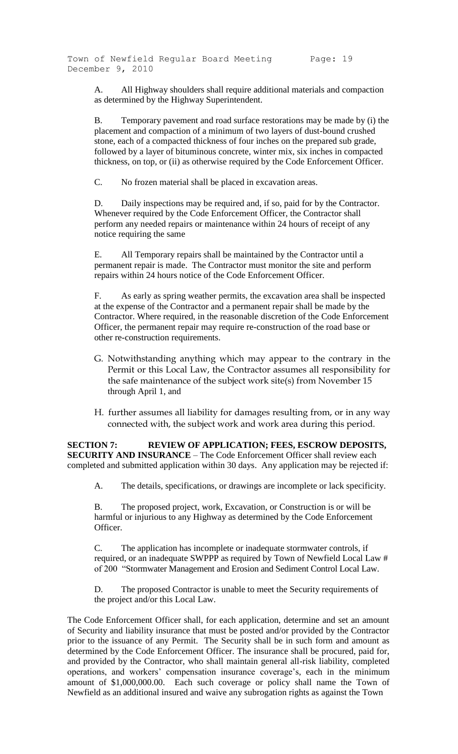A. All Highway shoulders shall require additional materials and compaction as determined by the Highway Superintendent.

B. Temporary pavement and road surface restorations may be made by (i) the placement and compaction of a minimum of two layers of dust-bound crushed stone, each of a compacted thickness of four inches on the prepared sub grade, followed by a layer of bituminous concrete, winter mix, six inches in compacted thickness, on top, or (ii) as otherwise required by the Code Enforcement Officer.

C. No frozen material shall be placed in excavation areas.

D. Daily inspections may be required and, if so, paid for by the Contractor. Whenever required by the Code Enforcement Officer, the Contractor shall perform any needed repairs or maintenance within 24 hours of receipt of any notice requiring the same

E. All Temporary repairs shall be maintained by the Contractor until a permanent repair is made. The Contractor must monitor the site and perform repairs within 24 hours notice of the Code Enforcement Officer.

F. As early as spring weather permits, the excavation area shall be inspected at the expense of the Contractor and a permanent repair shall be made by the Contractor. Where required, in the reasonable discretion of the Code Enforcement Officer, the permanent repair may require re-construction of the road base or other re-construction requirements.

G. Notwithstanding anything which may appear to the contrary in the Permit or this Local Law, the Contractor assumes all responsibility for the safe maintenance of the subject work site(s) from November 15 through April 1, and

H. further assumes all liability for damages resulting from, or in any way connected with, the subject work and work area during this period.

**SECTION 7: REVIEW OF APPLICATION; FEES, ESCROW DEPOSITS, SECURITY AND INSURANCE** – The Code Enforcement Officer shall review each completed and submitted application within 30 days. Any application may be rejected if:

A. The details, specifications, or drawings are incomplete or lack specificity.

B. The proposed project, work, Excavation, or Construction is or will be harmful or injurious to any Highway as determined by the Code Enforcement Officer.

C. The application has incomplete or inadequate stormwater controls, if required, or an inadequate SWPPP as required by Town of Newfield Local Law # of 200 "Stormwater Management and Erosion and Sediment Control Local Law.

D. The proposed Contractor is unable to meet the Security requirements of the project and/or this Local Law.

The Code Enforcement Officer shall, for each application, determine and set an amount of Security and liability insurance that must be posted and/or provided by the Contractor prior to the issuance of any Permit. The Security shall be in such form and amount as determined by the Code Enforcement Officer. The insurance shall be procured, paid for, and provided by the Contractor, who shall maintain general all-risk liability, completed operations, and workers' compensation insurance coverage's, each in the minimum amount of $1,000,000.00. Each such coverage or policy shall name the Town of Newfield as an additional insured and waive any subrogation rights as against the Town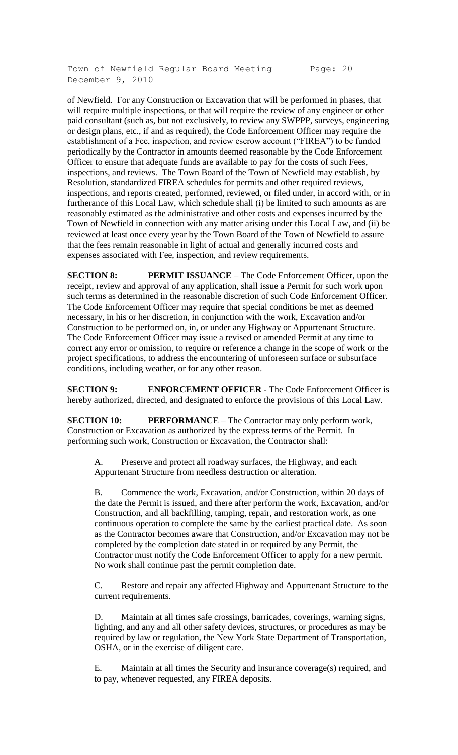of Newfield. For any Construction or Excavation that will be performed in phases, that will require multiple inspections, or that will require the review of any engineer or other paid consultant (such as, but not exclusively, to review any SWPPP, surveys, engineering or design plans, etc., if and as required), the Code Enforcement Officer may require the establishment of a Fee, inspection, and review escrow account ("FIREA") to be funded periodically by the Contractor in amounts deemed reasonable by the Code Enforcement Officer to ensure that adequate funds are available to pay for the costs of such Fees, inspections, and reviews. The Town Board of the Town of Newfield may establish, by Resolution, standardized FIREA schedules for permits and other required reviews, inspections, and reports created, performed, reviewed, or filed under, in accord with, or in furtherance of this Local Law, which schedule shall (i) be limited to such amounts as are reasonably estimated as the administrative and other costs and expenses incurred by the Town of Newfield in connection with any matter arising under this Local Law, and (ii) be reviewed at least once every year by the Town Board of the Town of Newfield to assure that the fees remain reasonable in light of actual and generally incurred costs and expenses associated with Fee, inspection, and review requirements.

**SECTION 8: PERMIT ISSUANCE** – The Code Enforcement Officer, upon the receipt, review and approval of any application, shall issue a Permit for such work upon such terms as determined in the reasonable discretion of such Code Enforcement Officer. The Code Enforcement Officer may require that special conditions be met as deemed necessary, in his or her discretion, in conjunction with the work, Excavation and/or Construction to be performed on, in, or under any Highway or Appurtenant Structure. The Code Enforcement Officer may issue a revised or amended Permit at any time to correct any error or omission, to require or reference a change in the scope of work or the project specifications, to address the encountering of unforeseen surface or subsurface conditions, including weather, or for any other reason.

**SECTION 9: ENFORCEMENT OFFICER** - The Code Enforcement Officer is hereby authorized, directed, and designated to enforce the provisions of this Local Law.

**SECTION 10: PERFORMANCE** – The Contractor may only perform work, Construction or Excavation as authorized by the express terms of the Permit. In performing such work, Construction or Excavation, the Contractor shall:

A. Preserve and protect all roadway surfaces, the Highway, and each Appurtenant Structure from needless destruction or alteration.

B. Commence the work, Excavation, and/or Construction, within 20 days of the date the Permit is issued, and there after perform the work, Excavation, and/or Construction, and all backfilling, tamping, repair, and restoration work, as one continuous operation to complete the same by the earliest practical date. As soon as the Contractor becomes aware that Construction, and/or Excavation may not be completed by the completion date stated in or required by any Permit, the Contractor must notify the Code Enforcement Officer to apply for a new permit. No work shall continue past the permit completion date.

C. Restore and repair any affected Highway and Appurtenant Structure to the current requirements.

D. Maintain at all times safe crossings, barricades, coverings, warning signs, lighting, and any and all other safety devices, structures, or procedures as may be required by law or regulation, the New York State Department of Transportation, OSHA, or in the exercise of diligent care.

E. Maintain at all times the Security and insurance coverage(s) required, and to pay, whenever requested, any FIREA deposits.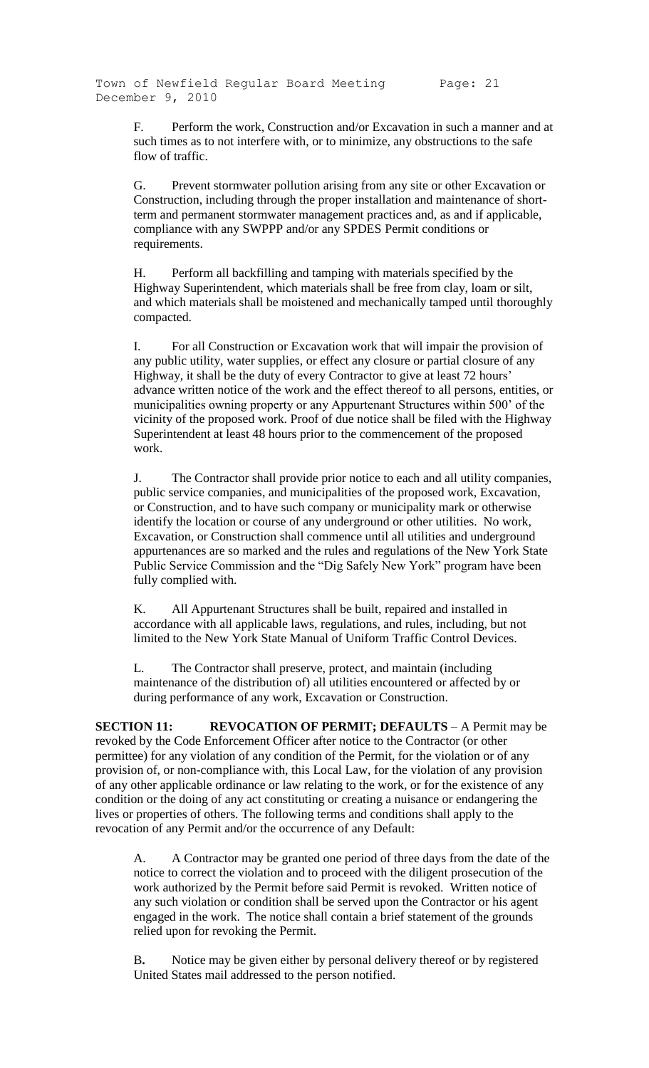F. Perform the work, Construction and/or Excavation in such a manner and at such times as to not interfere with, or to minimize, any obstructions to the safe flow of traffic.

G. Prevent stormwater pollution arising from any site or other Excavation or Construction, including through the proper installation and maintenance of short-term and permanent stormwater management practices and, as and if applicable, compliance with any SWPPP and/or any SPDES Permit conditions or requirements.

H. Perform all backfilling and tamping with materials specified by the Highway Superintendent, which materials shall be free from clay, loam or silt, and which materials shall be moistened and mechanically tamped until thoroughly compacted.

I. For all Construction or Excavation work that will impair the provision of any public utility, water supplies, or effect any closure or partial closure of any Highway, it shall be the duty of every Contractor to give at least 72 hours' advance written notice of the work and the effect thereof to all persons, entities, or municipalities owning property or any Appurtenant Structures within 500' of the vicinity of the proposed work. Proof of due notice shall be filed with the Highway Superintendent at least 48 hours prior to the commencement of the proposed work.

J. The Contractor shall provide prior notice to each and all utility companies, public service companies, and municipalities of the proposed work, Excavation, or Construction, and to have such company or municipality mark or otherwise identify the location or course of any underground or other utilities. No work, Excavation, or Construction shall commence until all utilities and underground appurtenances are so marked and the rules and regulations of the New York State Public Service Commission and the "Dig Safely New York" program have been fully complied with.

K. All Appurtenant Structures shall be built, repaired and installed in accordance with all applicable laws, regulations, and rules, including, but not limited to the New York State Manual of Uniform Traffic Control Devices.

L. The Contractor shall preserve, protect, and maintain (including maintenance of the distribution of) all utilities encountered or affected by or during performance of any work, Excavation or Construction.

**SECTION 11: REVOCATION OF PERMIT; DEFAULTS** – A Permit may be revoked by the Code Enforcement Officer after notice to the Contractor (or other permittee) for any violation of any condition of the Permit, for the violation or of any provision of, or non-compliance with, this Local Law, for the violation of any provision of any other applicable ordinance or law relating to the work, or for the existence of any condition or the doing of any act constituting or creating a nuisance or endangering the lives or properties of others. The following terms and conditions shall apply to the revocation of any Permit and/or the occurrence of any Default:

A. A Contractor may be granted one period of three days from the date of the notice to correct the violation and to proceed with the diligent prosecution of the work authorized by the Permit before said Permit is revoked. Written notice of any such violation or condition shall be served upon the Contractor or his agent engaged in the work. The notice shall contain a brief statement of the grounds relied upon for revoking the Permit.

B. Notice may be given either by personal delivery thereof or by registered United States mail addressed to the person notified.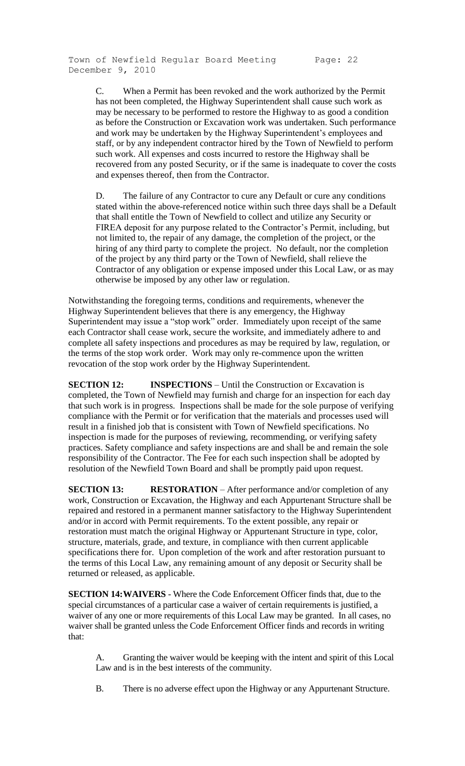C. When a Permit has been revoked and the work authorized by the Permit has not been completed, the Highway Superintendent shall cause such work as may be necessary to be performed to restore the Highway to as good a condition as before the Construction or Excavation work was undertaken. Such performance and work may be undertaken by the Highway Superintendent's employees and staff, or by any independent contractor hired by the Town of Newfield to perform such work. All expenses and costs incurred to restore the Highway shall be recovered from any posted Security, or if the same is inadequate to cover the costs and expenses thereof, then from the Contractor.

D. The failure of any Contractor to cure any Default or cure any conditions stated within the above-referenced notice within such three days shall be a Default that shall entitle the Town of Newfield to collect and utilize any Security or FIREA deposit for any purpose related to the Contractor's Permit, including, but not limited to, the repair of any damage, the completion of the project, or the hiring of any third party to complete the project. No default, nor the completion of the project by any third party or the Town of Newfield, shall relieve the Contractor of any obligation or expense imposed under this Local Law, or as may otherwise be imposed by any other law or regulation.

Notwithstanding the foregoing terms, conditions and requirements, whenever the Highway Superintendent believes that there is any emergency, the Highway Superintendent may issue a "stop work" order. Immediately upon receipt of the same each Contractor shall cease work, secure the worksite, and immediately adhere to and complete all safety inspections and procedures as may be required by law, regulation, or the terms of the stop work order. Work may only re-commence upon the written revocation of the stop work order by the Highway Superintendent.

**SECTION 12: INSPECTIONS** – Until the Construction or Excavation is completed, the Town of Newfield may furnish and charge for an inspection for each day that such work is in progress. Inspections shall be made for the sole purpose of verifying compliance with the Permit or for verification that the materials and processes used will result in a finished job that is consistent with Town of Newfield specifications. No inspection is made for the purposes of reviewing, recommending, or verifying safety practices. Safety compliance and safety inspections are and shall be and remain the sole responsibility of the Contractor. The Fee for each such inspection shall be adopted by resolution of the Newfield Town Board and shall be promptly paid upon request.

**SECTION 13: RESTORATION** – After performance and/or completion of any work, Construction or Excavation, the Highway and each Appurtenant Structure shall be repaired and restored in a permanent manner satisfactory to the Highway Superintendent and/or in accord with Permit requirements. To the extent possible, any repair or restoration must match the original Highway or Appurtenant Structure in type, color, structure, materials, grade, and texture, in compliance with then current applicable specifications there for. Upon completion of the work and after restoration pursuant to the terms of this Local Law, any remaining amount of any deposit or Security shall be returned or released, as applicable.

**SECTION 14: WAIVERS** - Where the Code Enforcement Officer finds that, due to the special circumstances of a particular case a waiver of certain requirements is justified, a waiver of any one or more requirements of this Local Law may be granted. In all cases, no waiver shall be granted unless the Code Enforcement Officer finds and records in writing that:

A. Granting the waiver would be keeping with the intent and spirit of this Local Law and is in the best interests of the community.

B. There is no adverse effect upon the Highway or any Appurtenant Structure.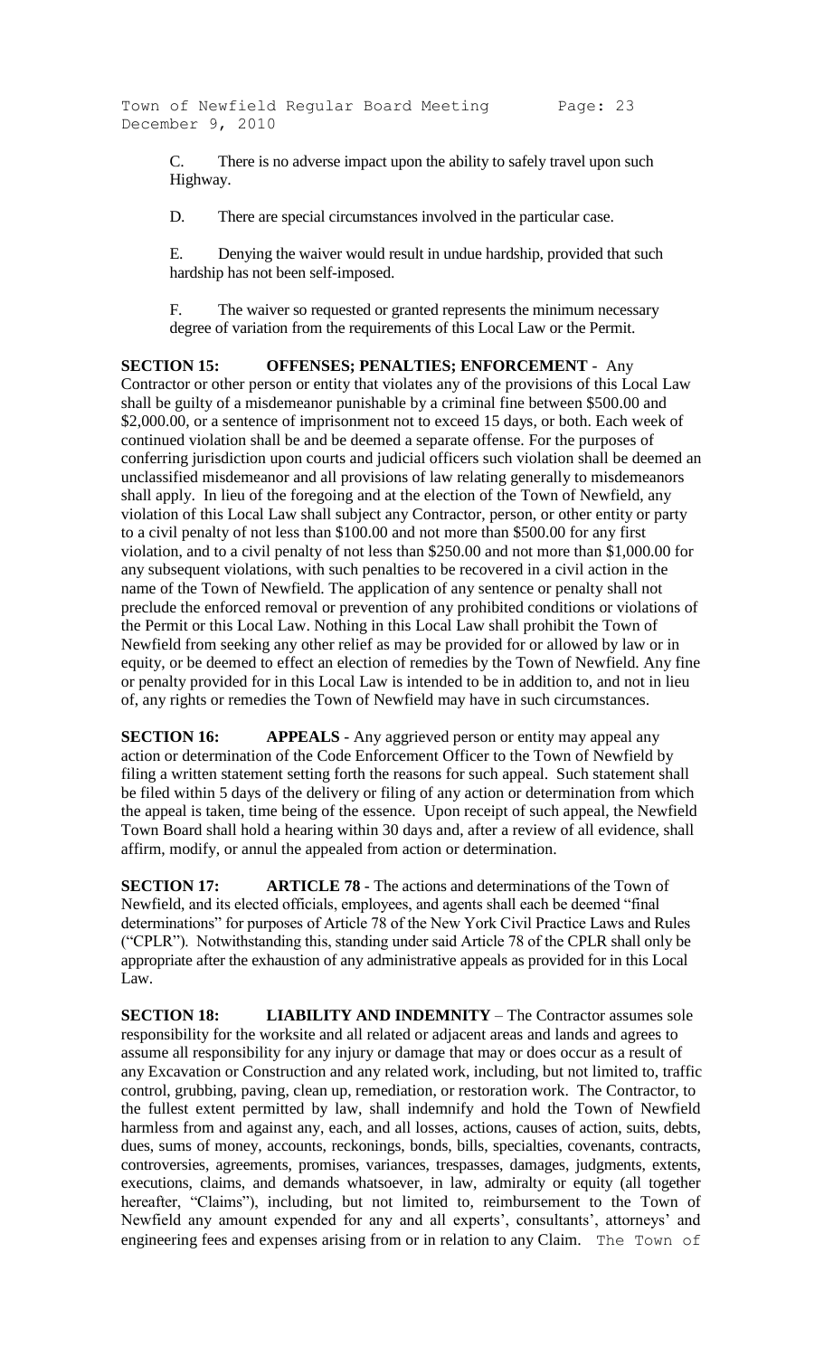C. There is no adverse impact upon the ability to safely travel upon such Highway.

D. There are special circumstances involved in the particular case.

E. Denying the waiver would result in undue hardship, provided that such hardship has not been self-imposed.

F. The waiver so requested or granted represents the minimum necessary degree of variation from the requirements of this Local Law or the Permit.

**SECTION 15: OFFENSES; PENALTIES; ENFORCEMENT** - Any Contractor or other person or entity that violates any of the provisions of this Local Law shall be guilty of a misdemeanor punishable by a criminal fine between $500.00 and $2,000.00, or a sentence of imprisonment not to exceed 15 days, or both. Each week of continued violation shall be and be deemed a separate offense. For the purposes of conferring jurisdiction upon courts and judicial officers such violation shall be deemed an unclassified misdemeanor and all provisions of law relating generally to misdemeanors shall apply. In lieu of the foregoing and at the election of the Town of Newfield, any violation of this Local Law shall subject any Contractor, person, or other entity or party to a civil penalty of not less than $100.00 and not more than $500.00 for any first violation, and to a civil penalty of not less than $250.00 and not more than $1,000.00 for any subsequent violations, with such penalties to be recovered in a civil action in the name of the Town of Newfield. The application of any sentence or penalty shall not preclude the enforced removal or prevention of any prohibited conditions or violations of the Permit or this Local Law. Nothing in this Local Law shall prohibit the Town of Newfield from seeking any other relief as may be provided for or allowed by law or in equity, or be deemed to effect an election of remedies by the Town of Newfield. Any fine or penalty provided for in this Local Law is intended to be in addition to, and not in lieu of, any rights or remedies the Town of Newfield may have in such circumstances.

**SECTION 16: APPEALS** - Any aggrieved person or entity may appeal any action or determination of the Code Enforcement Officer to the Town of Newfield by filing a written statement setting forth the reasons for such appeal. Such statement shall be filed within 5 days of the delivery or filing of any action or determination from which the appeal is taken, time being of the essence. Upon receipt of such appeal, the Newfield Town Board shall hold a hearing within 30 days and, after a review of all evidence, shall affirm, modify, or annul the appealed from action or determination.

**SECTION 17: ARTICLE 78** - The actions and determinations of the Town of Newfield, and its elected officials, employees, and agents shall each be deemed "final determinations" for purposes of Article 78 of the New York Civil Practice Laws and Rules ("CPLR"). Notwithstanding this, standing under said Article 78 of the CPLR shall only be appropriate after the exhaustion of any administrative appeals as provided for in this Local Law.

**SECTION 18: LIABILITY AND INDEMNITY** – The Contractor assumes sole responsibility for the worksite and all related or adjacent areas and lands and agrees to assume all responsibility for any injury or damage that may or does occur as a result of any Excavation or Construction and any related work, including, but not limited to, traffic control, grubbing, paving, clean up, remediation, or restoration work. The Contractor, to the fullest extent permitted by law, shall indemnify and hold the Town of Newfield harmless from and against any, each, and all losses, actions, causes of action, suits, debts, dues, sums of money, accounts, reckonings, bonds, bills, specialties, covenants, contracts, controversies, agreements, promises, variances, trespasses, damages, judgments, extents, executions, claims, and demands whatsoever, in law, admiralty or equity (all together hereafter, "Claims"), including, but not limited to, reimbursement to the Town of Newfield any amount expended for any and all experts', consultants', attorneys' and engineering fees and expenses arising from or in relation to any Claim. The Town of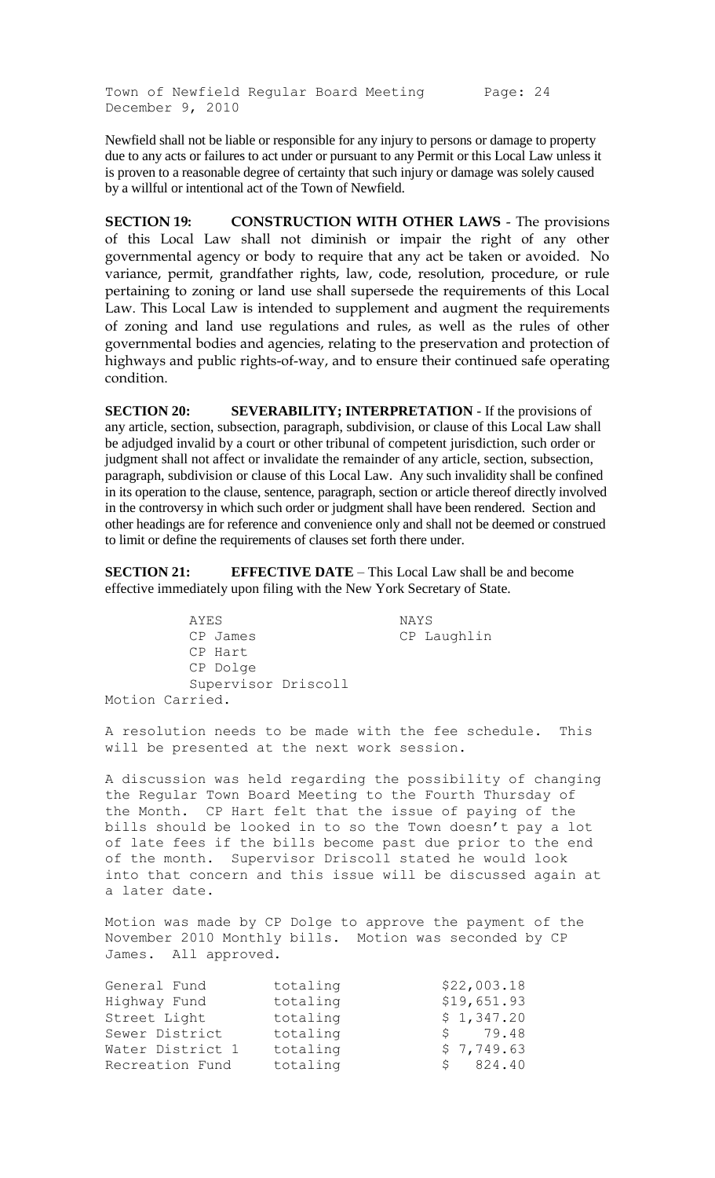Newfield shall not be liable or responsible for any injury to persons or damage to property due to any acts or failures to act under or pursuant to any Permit or this Local Law unless it is proven to a reasonable degree of certainty that such injury or damage was solely caused by a willful or intentional act of the Town of Newfield.

**SECTION 19: CONSTRUCTION WITH OTHER LAWS** - The provisions of this Local Law shall not diminish or impair the right of any other governmental agency or body to require that any act be taken or avoided. No variance, permit, grandfather rights, law, code, resolution, procedure, or rule pertaining to zoning or land use shall supersede the requirements of this Local Law. This Local Law is intended to supplement and augment the requirements of zoning and land use regulations and rules, as well as the rules of other governmental bodies and agencies, relating to the preservation and protection of highways and public rights-of-way, and to ensure their continued safe operating condition.

**SECTION 20: SEVERABILITY; INTERPRETATION** - If the provisions of any article, section, subsection, paragraph, subdivision, or clause of this Local Law shall be adjudged invalid by a court or other tribunal of competent jurisdiction, such order or judgment shall not affect or invalidate the remainder of any article, section, subsection, paragraph, subdivision or clause of this Local Law. Any such invalidity shall be confined in its operation to the clause, sentence, paragraph, section or article thereof directly involved in the controversy in which such order or judgment shall have been rendered. Section and other headings are for reference and convenience only and shall not be deemed or construed to limit or define the requirements of clauses set forth there under.

**SECTION 21: EFFECTIVE DATE** – This Local Law shall be and become effective immediately upon filing with the New York Secretary of State.

| AYES | NAYS |
|---|---|
| CP James | CP Laughlin |
| CP Hart | |
| CP Dolge | |
| Supervisor Driscoll | |

Motion Carried.

A resolution needs to be made with the fee schedule. This will be presented at the next work session.

A discussion was held regarding the possibility of changing the Regular Town Board Meeting to the Fourth Thursday of the Month. CP Hart felt that the issue of paying of the bills should be looked in to so the Town doesn't pay a lot of late fees if the bills become past due prior to the end of the month. Supervisor Driscoll stated he would look into that concern and this issue will be discussed again at a later date.

Motion was made by CP Dolge to approve the payment of the November 2010 Monthly bills. Motion was seconded by CP James. All approved.

| | | |
|---|---|---|
| General Fund | totaling | $22,003.18 |
| Highway Fund | totaling | $19,651.93 |
| Street Light | totaling | $ 1,347.20 |
| Sewer District | totaling | $ 79.48 |
| Water District 1 | totaling | $ 7,749.63 |
| Recreation Fund | totaling | $ 824.40 |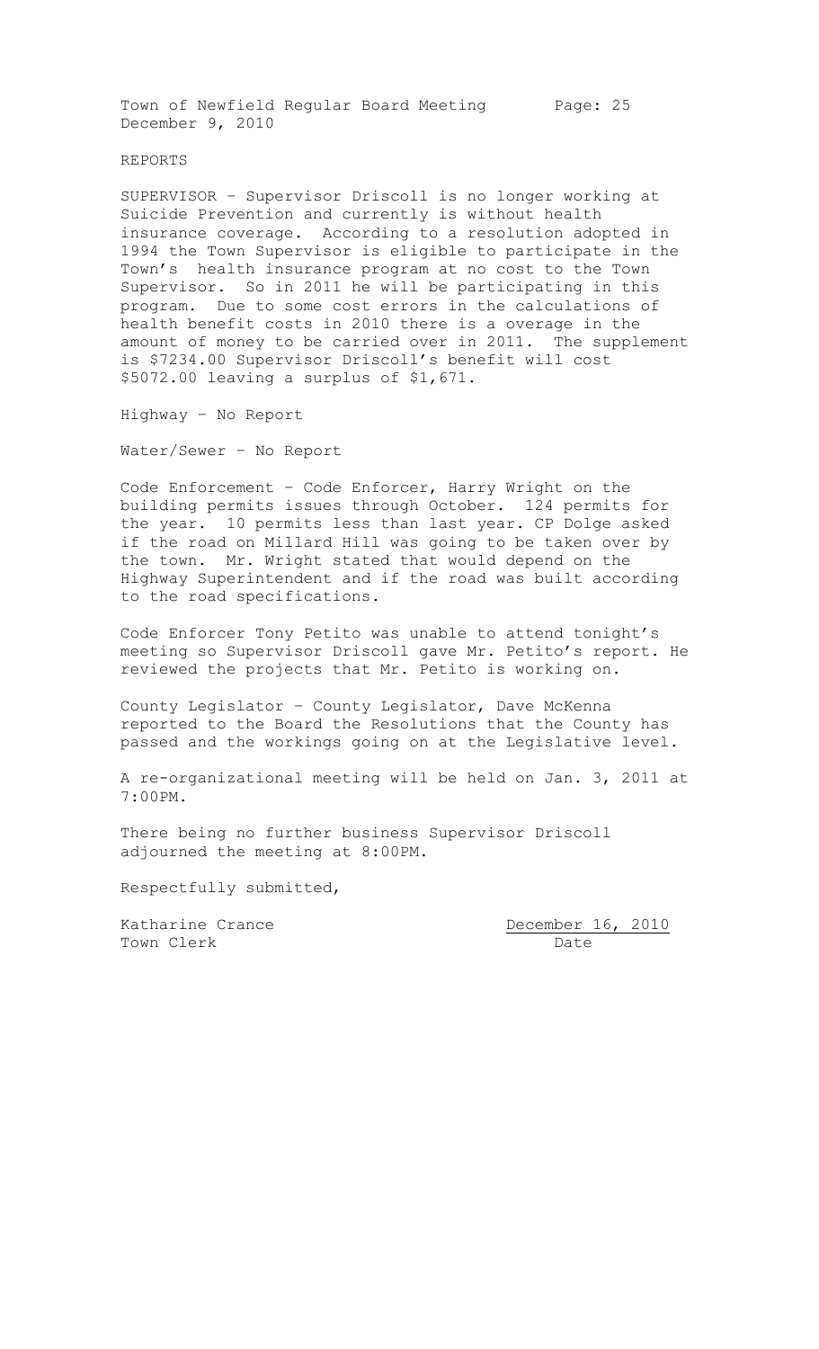REPORTS

SUPERVISOR – Supervisor Driscoll is no longer working at Suicide Prevention and currently is without health insurance coverage. According to a resolution adopted in 1994 the Town Supervisor is eligible to participate in the Town's health insurance program at no cost to the Town Supervisor. So in 2011 he will be participating in this program. Due to some cost errors in the calculations of health benefit costs in 2010 there is a overage in the amount of money to be carried over in 2011. The supplement is $7234.00 Supervisor Driscoll's benefit will cost $5072.00 leaving a surplus of $1,671.

Highway – No Report

Water/Sewer – No Report

Code Enforcement – Code Enforcer, Harry Wright on the building permits issues through October. 124 permits for the year. 10 permits less than last year. CP Dolge asked if the road on Millard Hill was going to be taken over by the town. Mr. Wright stated that would depend on the Highway Superintendent and if the road was built according to the road specifications.

Code Enforcer Tony Petito was unable to attend tonight's meeting so Supervisor Driscoll gave Mr. Petito's report. He reviewed the projects that Mr. Petito is working on.

County Legislator – County Legislator, Dave McKenna reported to the Board the Resolutions that the County has passed and the workings going on at the Legislative level.

A re-organizational meeting will be held on Jan. 3, 2011 at 7:00PM.

There being no further business Supervisor Driscoll adjourned the meeting at 8:00PM.

Respectfully submitted,

Katharine Crance
Town Clerk

December 16, 2010
Date